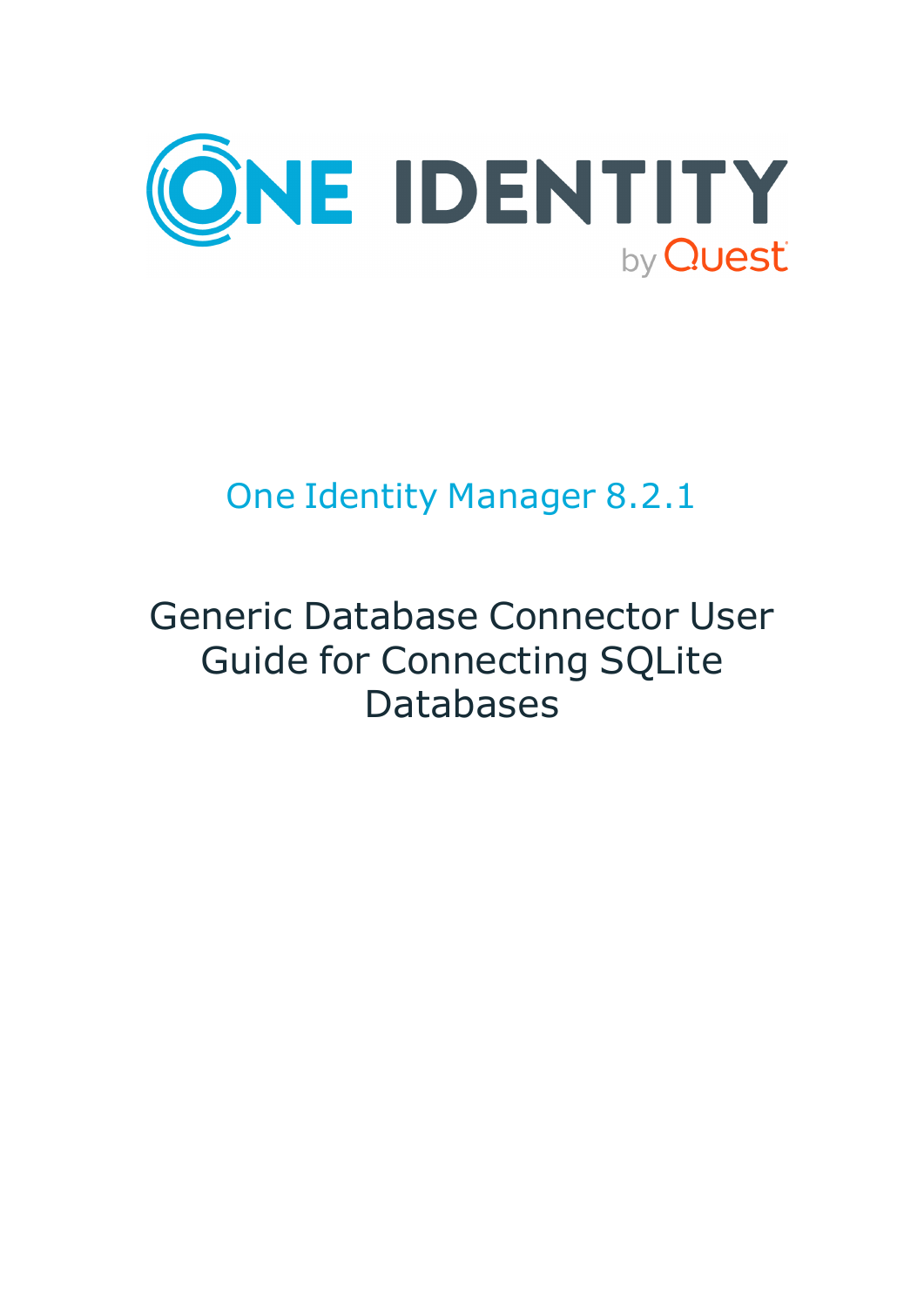One Identity Manager 8.2.1

# Generic Database Connector User Guide for Connecting SQLite Databases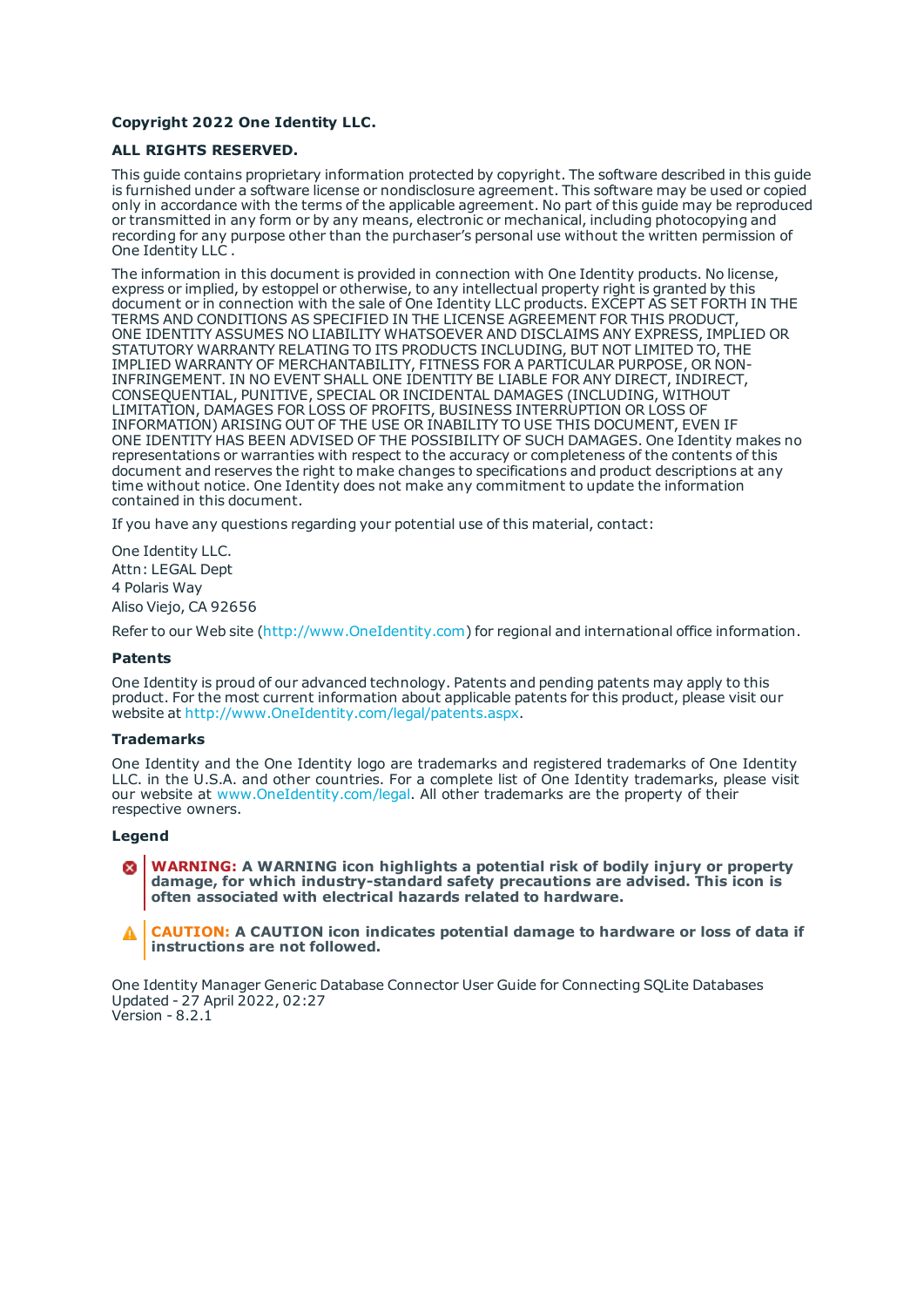**Copyright 2022 One Identity LLC.**

**ALL RIGHTS RESERVED.**

This guide contains proprietary information protected by copyright. The software described in this guide is furnished under a software license or nondisclosure agreement. This software may be used or copied only in accordance with the terms of the applicable agreement. No part of this guide may be reproduced or transmitted in any form or by any means, electronic or mechanical, including photocopying and recording for any purpose other than the purchaser's personal use without the written permission of One Identity LLC .

The information in this document is provided in connection with One Identity products. No license, express or implied, by estoppel or otherwise, to any intellectual property right is granted by this document or in connection with the sale of One Identity LLC products. EXCEPT AS SET FORTH IN THE TERMS AND CONDITIONS AS SPECIFIED IN THE LICENSE AGREEMENT FOR THIS PRODUCT, ONE IDENTITY ASSUMES NO LIABILITY WHATSOEVER AND DISCLAIMS ANY EXPRESS, IMPLIED OR STATUTORY WARRANTY RELATING TO ITS PRODUCTS INCLUDING, BUT NOT LIMITED TO, THE IMPLIED WARRANTY OF MERCHANTABILITY, FITNESS FOR A PARTICULAR PURPOSE, OR NON-INFRINGEMENT. IN NO EVENT SHALL ONE IDENTITY BE LIABLE FOR ANY DIRECT, INDIRECT, CONSEQUENTIAL, PUNITIVE, SPECIAL OR INCIDENTAL DAMAGES (INCLUDING, WITHOUT LIMITATION, DAMAGES FOR LOSS OF PROFITS, BUSINESS INTERRUPTION OR LOSS OF INFORMATION) ARISING OUT OF THE USE OR INABILITY TO USE THIS DOCUMENT, EVEN IF ONE IDENTITY HAS BEEN ADVISED OF THE POSSIBILITY OF SUCH DAMAGES. One Identity makes no representations or warranties with respect to the accuracy or completeness of the contents of this document and reserves the right to make changes to specifications and product descriptions at any time without notice. One Identity does not make any commitment to update the information contained in this document.

If you have any questions regarding your potential use of this material, contact:

One Identity LLC.
Attn: LEGAL Dept
4 Polaris Way
Aliso Viejo, CA 92656

Refer to our Web site (http://www.OneIdentity.com) for regional and international office information.

**Patents**

One Identity is proud of our advanced technology. Patents and pending patents may apply to this product. For the most current information about applicable patents for this product, please visit our website at http://www.OneIdentity.com/legal/patents.aspx.

**Trademarks**

One Identity and the One Identity logo are trademarks and registered trademarks of One Identity LLC. in the U.S.A. and other countries. For a complete list of One Identity trademarks, please visit our website at www.OneIdentity.com/legal. All other trademarks are the property of their respective owners.

**Legend**

**WARNING: A WARNING icon highlights a potential risk of bodily injury or property damage, for which industry-standard safety precautions are advised. This icon is often associated with electrical hazards related to hardware.**

**CAUTION: A CAUTION icon indicates potential damage to hardware or loss of data if instructions are not followed.**

One Identity Manager Generic Database Connector User Guide for Connecting SQLite Databases
Updated - 27 April 2022, 02:27
Version - 8.2.1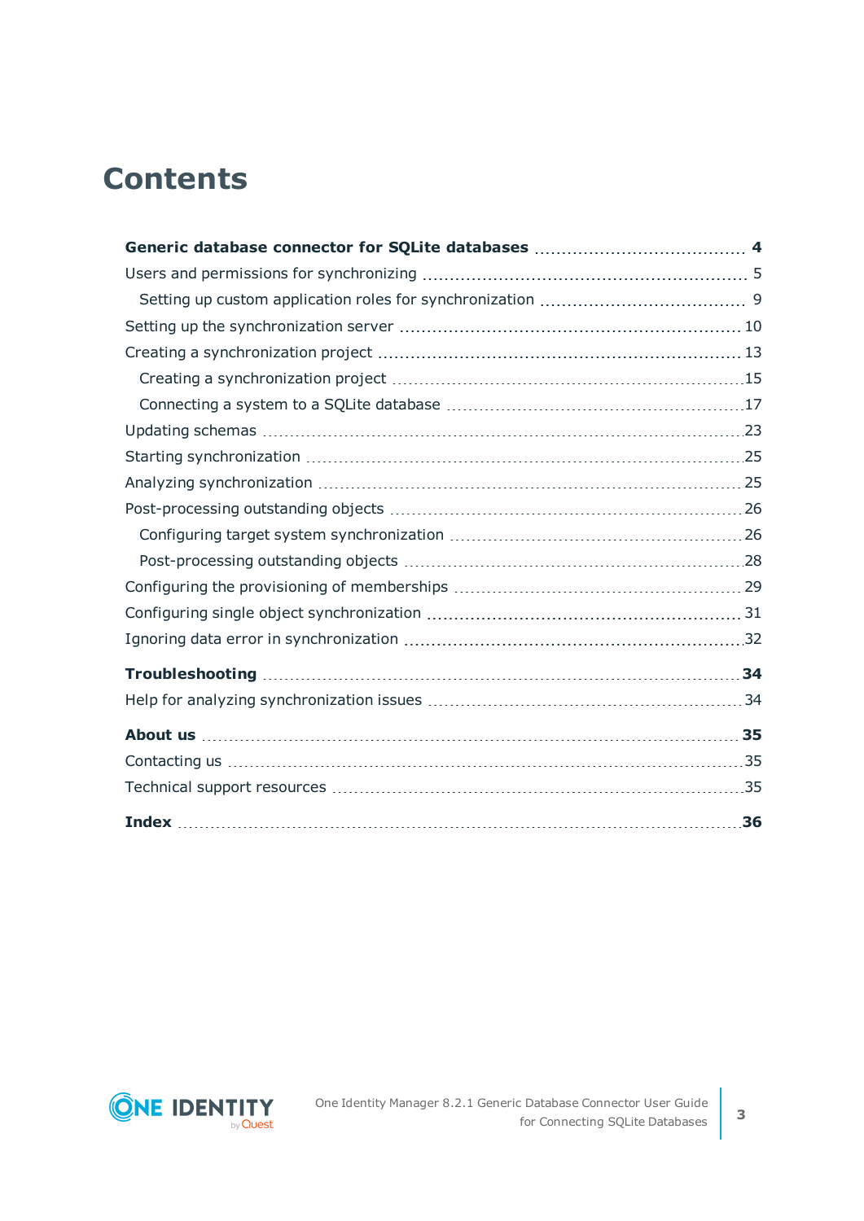# Contents

**Generic database connector for SQLite databases** .... **4**

Users and permissions for synchronizing .... 5

- Setting up custom application roles for synchronization .... 9

Setting up the synchronization server .... 10

Creating a synchronization project .... 13

- Creating a synchronization project .... 15
- Connecting a system to a SQLite database .... 17

Updating schemas .... 23

Starting synchronization .... 25

Analyzing synchronization .... 25

Post-processing outstanding objects .... 26

- Configuring target system synchronization .... 26
- Post-processing outstanding objects .... 28

Configuring the provisioning of memberships .... 29

Configuring single object synchronization .... 31

Ignoring data error in synchronization .... 32

**Troubleshooting** .... **34**

Help for analyzing synchronization issues .... 34

**About us** .... **35**

Contacting us .... 35

Technical support resources .... 35

**Index** .... **36**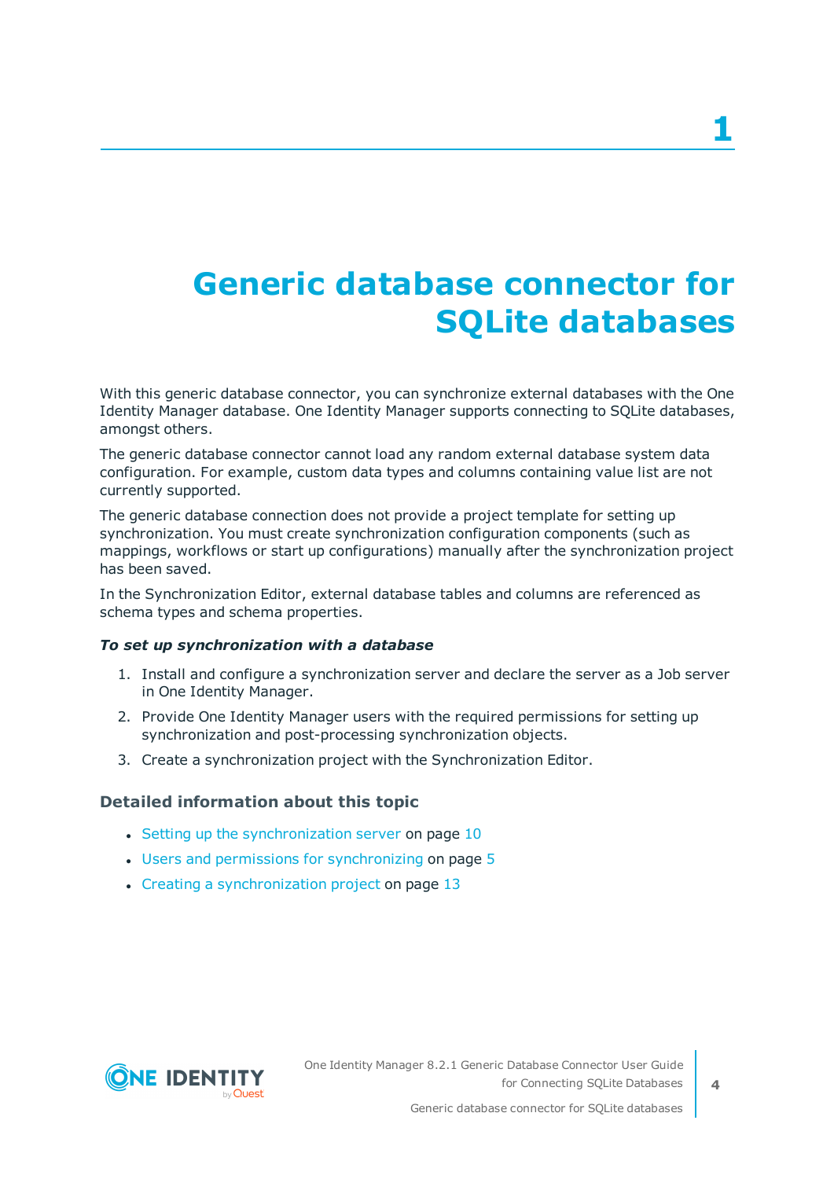# 1 Generic database connector for SQLite databases

With this generic database connector, you can synchronize external databases with the One Identity Manager database. One Identity Manager supports connecting to SQLite databases, amongst others.

The generic database connector cannot load any random external database system data configuration. For example, custom data types and columns containing value list are not currently supported.

The generic database connection does not provide a project template for setting up synchronization. You must create synchronization configuration components (such as mappings, workflows or start up configurations) manually after the synchronization project has been saved.

In the Synchronization Editor, external database tables and columns are referenced as schema types and schema properties.

***To set up synchronization with a database***

1. Install and configure a synchronization server and declare the server as a Job server in One Identity Manager.
2. Provide One Identity Manager users with the required permissions for setting up synchronization and post-processing synchronization objects.
3. Create a synchronization project with the Synchronization Editor.

### Detailed information about this topic

- Setting up the synchronization server on page 10
- Users and permissions for synchronizing on page 5
- Creating a synchronization project on page 13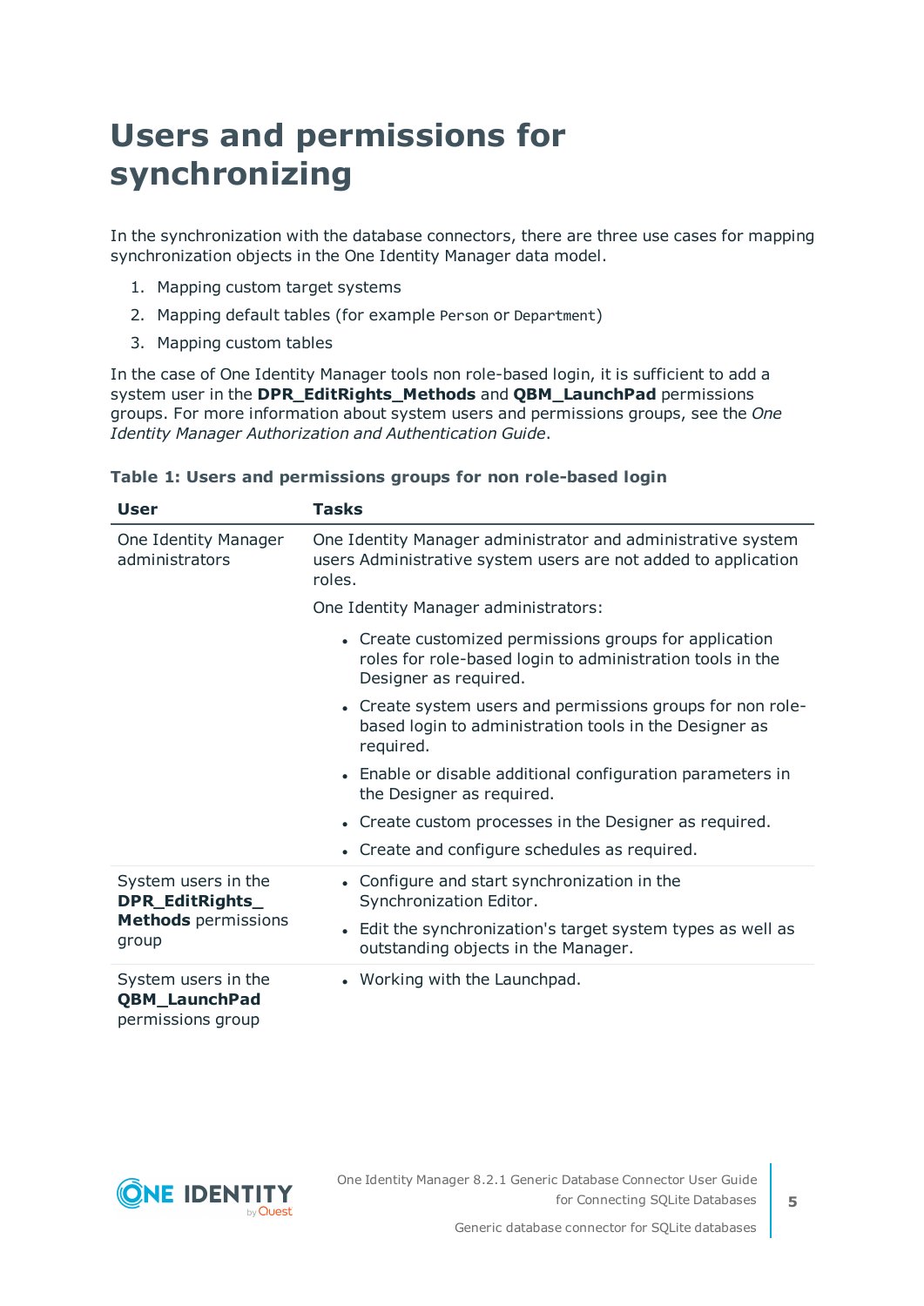# Users and permissions for synchronizing

In the synchronization with the database connectors, there are three use cases for mapping synchronization objects in the One Identity Manager data model.

1. Mapping custom target systems
2. Mapping default tables (for example `Person` or `Department`)
3. Mapping custom tables

In the case of One Identity Manager tools non role-based login, it is sufficient to add a system user in the **DPR_EditRights_Methods** and **QBM_LaunchPad** permissions groups. For more information about system users and permissions groups, see the *One Identity Manager Authorization and Authentication Guide*.

**Table 1: Users and permissions groups for non role-based login**

| User | Tasks |
|---|---|
| One Identity Manager administrators | One Identity Manager administrator and administrative system users Administrative system users are not added to application roles.<br><br>One Identity Manager administrators:<br><br>• Create customized permissions groups for application roles for role-based login to administration tools in the Designer as required.<br>• Create system users and permissions groups for non role-based login to administration tools in the Designer as required.<br>• Enable or disable additional configuration parameters in the Designer as required.<br>• Create custom processes in the Designer as required.<br>• Create and configure schedules as required. |
| System users in the **DPR_EditRights_Methods** permissions group | • Configure and start synchronization in the Synchronization Editor.<br>• Edit the synchronization's target system types as well as outstanding objects in the Manager. |
| System users in the **QBM_LaunchPad** permissions group | • Working with the Launchpad. |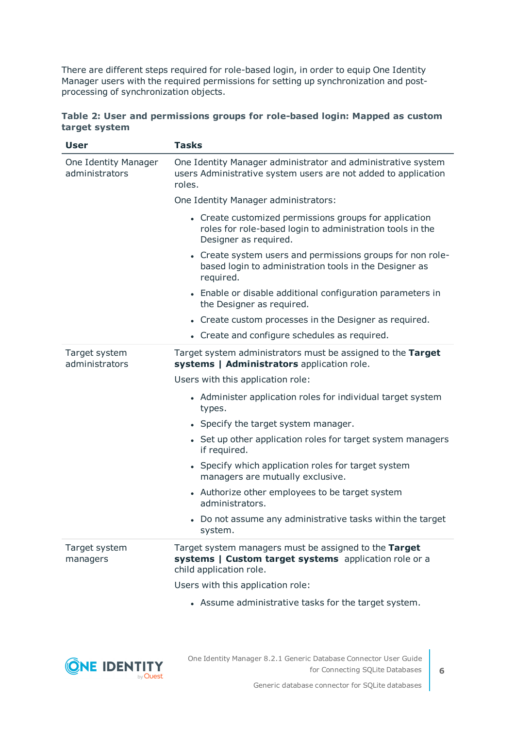There are different steps required for role-based login, in order to equip One Identity Manager users with the required permissions for setting up synchronization and post-processing of synchronization objects.

**Table 2: User and permissions groups for role-based login: Mapped as custom target system**

| User | Tasks |
|---|---|
| One Identity Manager administrators | One Identity Manager administrator and administrative system users Administrative system users are not added to application roles.<br><br>One Identity Manager administrators:<br><br>• Create customized permissions groups for application roles for role-based login to administration tools in the Designer as required.<br>• Create system users and permissions groups for non role-based login to administration tools in the Designer as required.<br>• Enable or disable additional configuration parameters in the Designer as required.<br>• Create custom processes in the Designer as required.<br>• Create and configure schedules as required. |
| Target system administrators | Target system administrators must be assigned to the **Target systems \| Administrators** application role.<br><br>Users with this application role:<br><br>• Administer application roles for individual target system types.<br>• Specify the target system manager.<br>• Set up other application roles for target system managers if required.<br>• Specify which application roles for target system managers are mutually exclusive.<br>• Authorize other employees to be target system administrators.<br>• Do not assume any administrative tasks within the target system. |
| Target system managers | Target system managers must be assigned to the **Target systems \| Custom target systems** application role or a child application role.<br><br>Users with this application role:<br><br>• Assume administrative tasks for the target system. |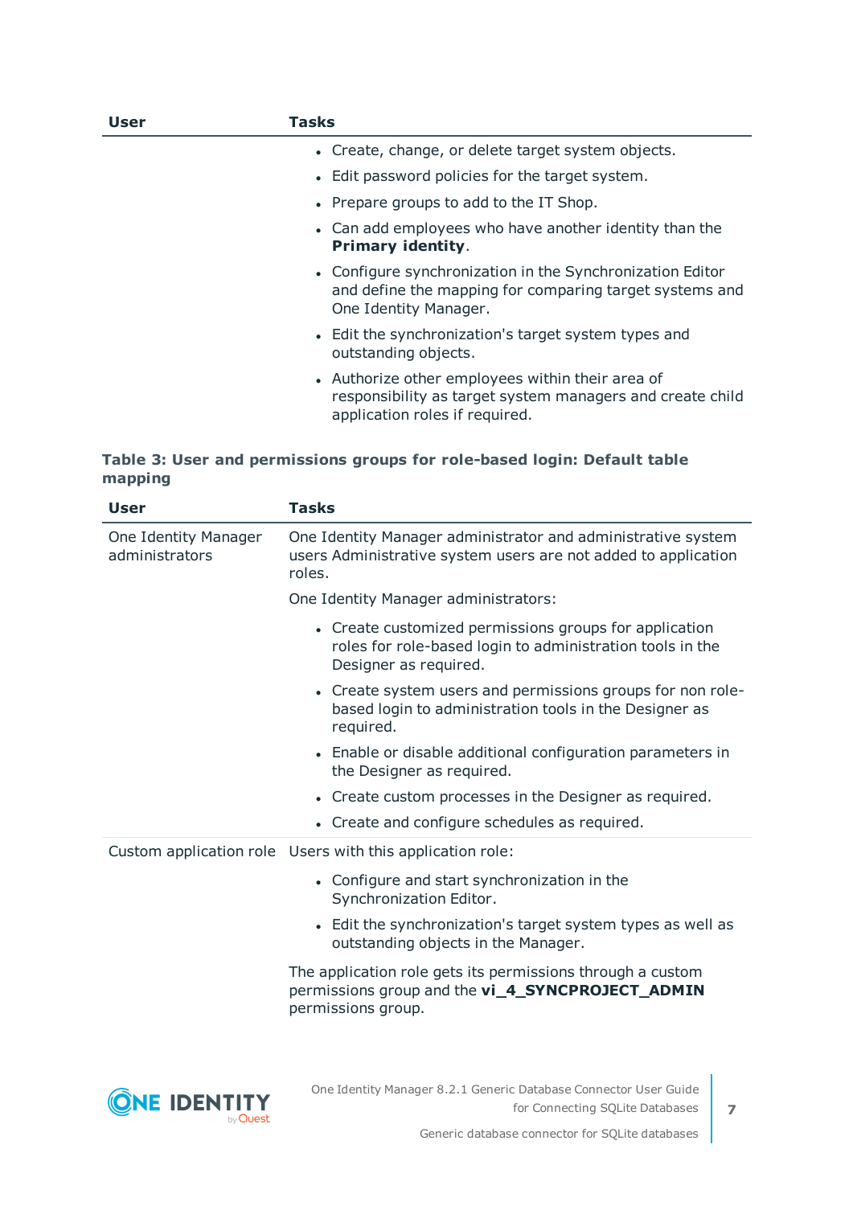| User | Tasks |
|---|---|
| | • Create, change, or delete target system objects.<br>• Edit password policies for the target system.<br>• Prepare groups to add to the IT Shop.<br>• Can add employees who have another identity than the **Primary identity**.<br>• Configure synchronization in the Synchronization Editor and define the mapping for comparing target systems and One Identity Manager.<br>• Edit the synchronization's target system types and outstanding objects.<br>• Authorize other employees within their area of responsibility as target system managers and create child application roles if required. |

**Table 3: User and permissions groups for role-based login: Default table mapping**

| User | Tasks |
|---|---|
| One Identity Manager administrators | One Identity Manager administrator and administrative system users Administrative system users are not added to application roles.<br><br>One Identity Manager administrators:<br>• Create customized permissions groups for application roles for role-based login to administration tools in the Designer as required.<br>• Create system users and permissions groups for non role-based login to administration tools in the Designer as required.<br>• Enable or disable additional configuration parameters in the Designer as required.<br>• Create custom processes in the Designer as required.<br>• Create and configure schedules as required. |
| Custom application role | Users with this application role:<br>• Configure and start synchronization in the Synchronization Editor.<br>• Edit the synchronization's target system types as well as outstanding objects in the Manager.<br><br>The application role gets its permissions through a custom permissions group and the **vi_4_SYNCPROJECT_ADMIN** permissions group. |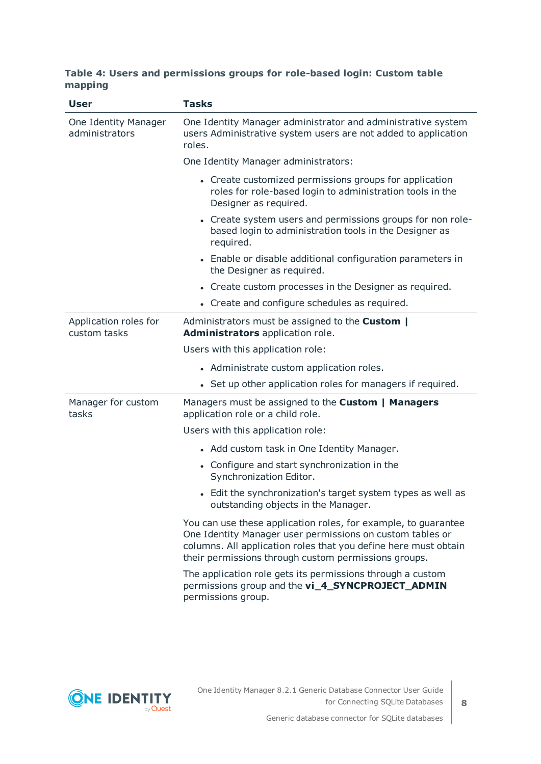**Table 4: Users and permissions groups for role-based login: Custom table mapping**

| User | Tasks |
|---|---|
| One Identity Manager administrators | One Identity Manager administrator and administrative system users Administrative system users are not added to application roles.<br><br>One Identity Manager administrators:<br><br>- Create customized permissions groups for application roles for role-based login to administration tools in the Designer as required.<br>- Create system users and permissions groups for non role-based login to administration tools in the Designer as required.<br>- Enable or disable additional configuration parameters in the Designer as required.<br>- Create custom processes in the Designer as required.<br>- Create and configure schedules as required. |
| Application roles for custom tasks | Administrators must be assigned to the **Custom \| Administrators** application role.<br><br>Users with this application role:<br><br>- Administrate custom application roles.<br>- Set up other application roles for managers if required. |
| Manager for custom tasks | Managers must be assigned to the **Custom \| Managers** application role or a child role.<br><br>Users with this application role:<br><br>- Add custom task in One Identity Manager.<br>- Configure and start synchronization in the Synchronization Editor.<br>- Edit the synchronization's target system types as well as outstanding objects in the Manager.<br><br>You can use these application roles, for example, to guarantee One Identity Manager user permissions on custom tables or columns. All application roles that you define here must obtain their permissions through custom permissions groups.<br><br>The application role gets its permissions through a custom permissions group and the **vi_4_SYNCPROJECT_ADMIN** permissions group. |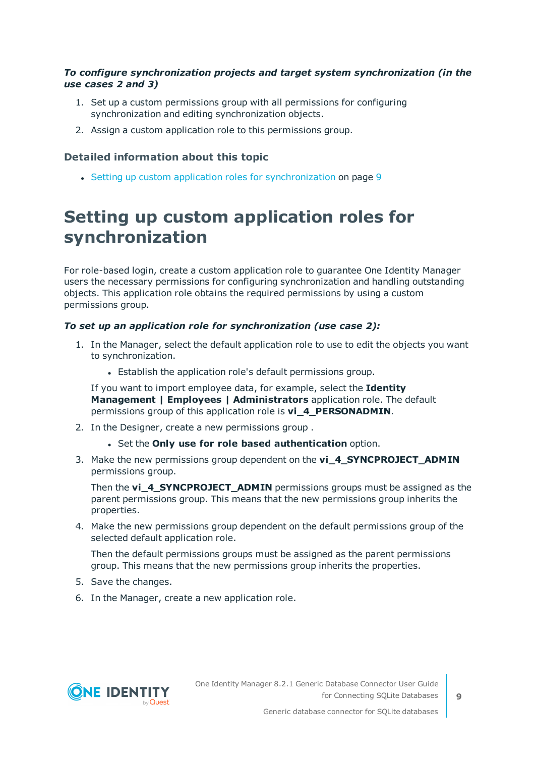***To configure synchronization projects and target system synchronization (in the use cases 2 and 3)***

1. Set up a custom permissions group with all permissions for configuring synchronization and editing synchronization objects.
2. Assign a custom application role to this permissions group.

### Detailed information about this topic

- Setting up custom application roles for synchronization on page 9

# Setting up custom application roles for synchronization

For role-based login, create a custom application role to guarantee One Identity Manager users the necessary permissions for configuring synchronization and handling outstanding objects. This application role obtains the required permissions by using a custom permissions group.

***To set up an application role for synchronization (use case 2):***

1. In the Manager, select the default application role to use to edit the objects you want to synchronization.

   - Establish the application role's default permissions group.

   If you want to import employee data, for example, select the **Identity Management | Employees | Administrators** application role. The default permissions group of this application role is **vi_4_PERSONADMIN**.

2. In the Designer, create a new permissions group .

   - Set the **Only use for role based authentication** option.

3. Make the new permissions group dependent on the **vi_4_SYNCPROJECT_ADMIN** permissions group.

   Then the **vi_4_SYNCPROJECT_ADMIN** permissions groups must be assigned as the parent permissions group. This means that the new permissions group inherits the properties.

4. Make the new permissions group dependent on the default permissions group of the selected default application role.

   Then the default permissions groups must be assigned as the parent permissions group. This means that the new permissions group inherits the properties.

5. Save the changes.
6. In the Manager, create a new application role.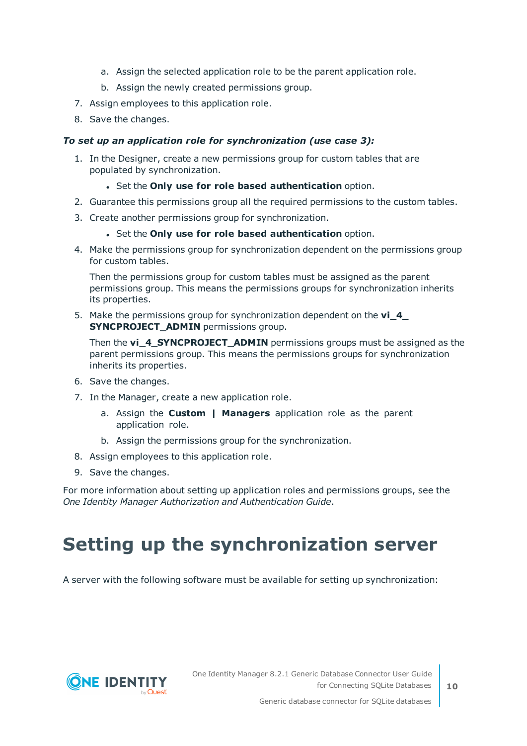a. Assign the selected application role to be the parent application role.
   b. Assign the newly created permissions group.
7. Assign employees to this application role.
8. Save the changes.

***To set up an application role for synchronization (use case 3):***

1. In the Designer, create a new permissions group for custom tables that are populated by synchronization.
   - Set the **Only use for role based authentication** option.
2. Guarantee this permissions group all the required permissions to the custom tables.
3. Create another permissions group for synchronization.
   - Set the **Only use for role based authentication** option.
4. Make the permissions group for synchronization dependent on the permissions group for custom tables.

   Then the permissions group for custom tables must be assigned as the parent permissions group. This means the permissions groups for synchronization inherits its properties.
5. Make the permissions group for synchronization dependent on the **vi_4_SYNCPROJECT_ADMIN** permissions group.

   Then the **vi_4_SYNCPROJECT_ADMIN** permissions groups must be assigned as the parent permissions group. This means the permissions groups for synchronization inherits its properties.
6. Save the changes.
7. In the Manager, create a new application role.
   a. Assign the **Custom | Managers** application role as the parent application role.
   b. Assign the permissions group for the synchronization.
8. Assign employees to this application role.
9. Save the changes.

For more information about setting up application roles and permissions groups, see the *One Identity Manager Authorization and Authentication Guide*.

# Setting up the synchronization server

A server with the following software must be available for setting up synchronization: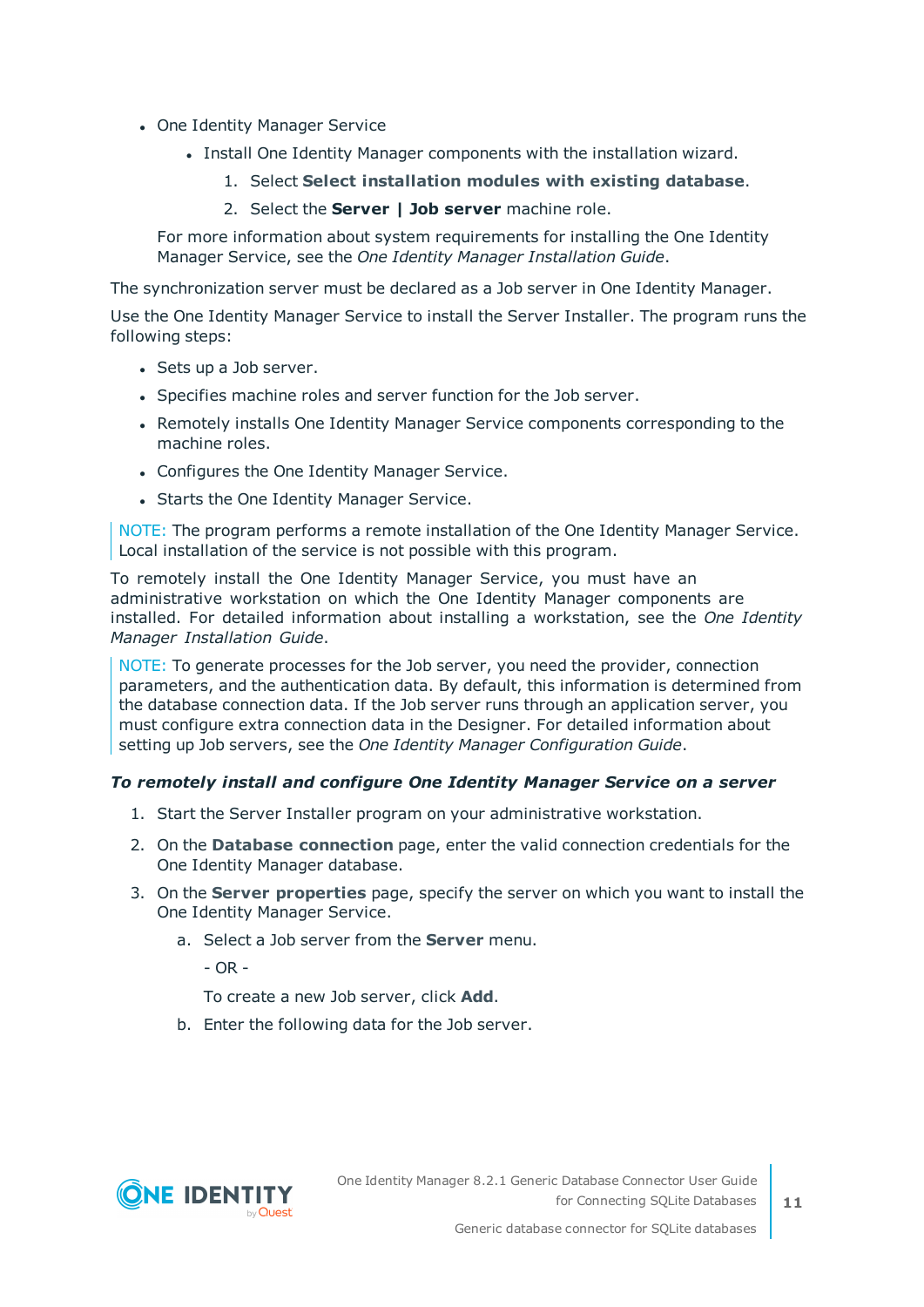- One Identity Manager Service
    - Install One Identity Manager components with the installation wizard.
        1. Select **Select installation modules with existing database**.
        2. Select the **Server | Job server** machine role.

  For more information about system requirements for installing the One Identity Manager Service, see the *One Identity Manager Installation Guide*.

The synchronization server must be declared as a Job server in One Identity Manager.

Use the One Identity Manager Service to install the Server Installer. The program runs the following steps:

- Sets up a Job server.
- Specifies machine roles and server function for the Job server.
- Remotely installs One Identity Manager Service components corresponding to the machine roles.
- Configures the One Identity Manager Service.
- Starts the One Identity Manager Service.

> NOTE: The program performs a remote installation of the One Identity Manager Service. Local installation of the service is not possible with this program.

To remotely install the One Identity Manager Service, you must have an administrative workstation on which the One Identity Manager components are installed. For detailed information about installing a workstation, see the *One Identity Manager Installation Guide*.

> NOTE: To generate processes for the Job server, you need the provider, connection parameters, and the authentication data. By default, this information is determined from the database connection data. If the Job server runs through an application server, you must configure extra connection data in the Designer. For detailed information about setting up Job servers, see the *One Identity Manager Configuration Guide*.

***To remotely install and configure One Identity Manager Service on a server***

1. Start the Server Installer program on your administrative workstation.
2. On the **Database connection** page, enter the valid connection credentials for the One Identity Manager database.
3. On the **Server properties** page, specify the server on which you want to install the One Identity Manager Service.
    a. Select a Job server from the **Server** menu.

       - OR -

       To create a new Job server, click **Add**.

    b. Enter the following data for the Job server.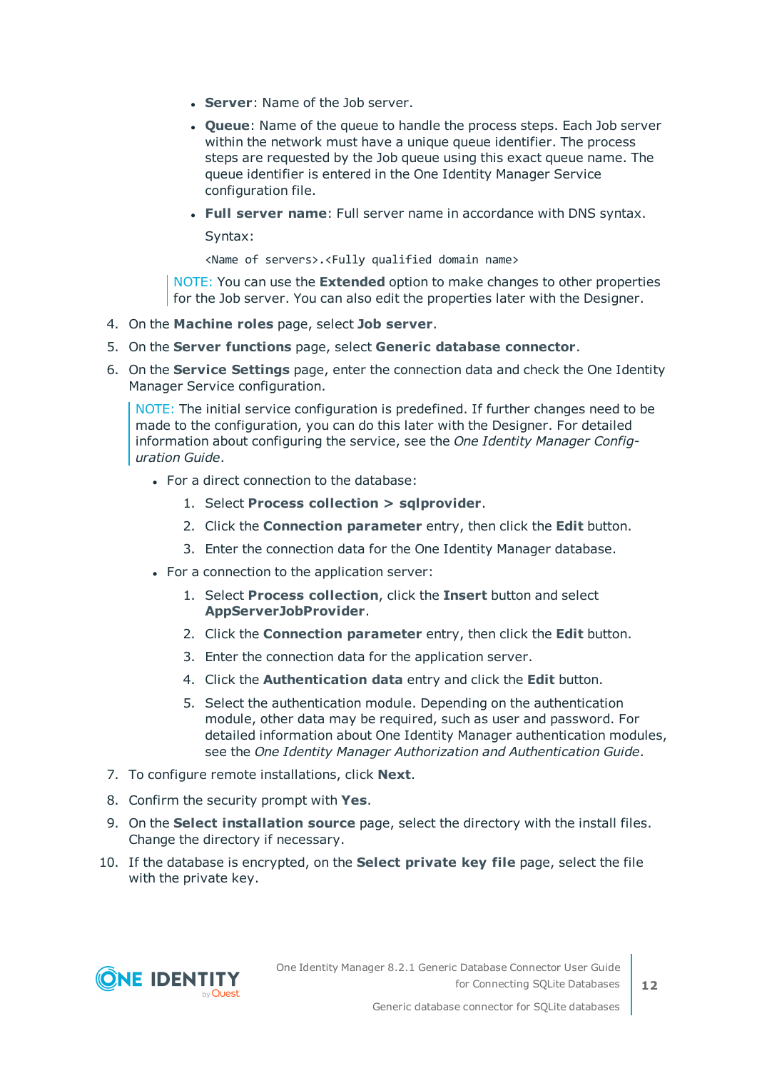- **Server**: Name of the Job server.
- **Queue**: Name of the queue to handle the process steps. Each Job server within the network must have a unique queue identifier. The process steps are requested by the Job queue using this exact queue name. The queue identifier is entered in the One Identity Manager Service configuration file.
- **Full server name**: Full server name in accordance with DNS syntax.

  Syntax:

  ```
  <Name of servers>.<Fully qualified domain name>
  ```

> NOTE: You can use the **Extended** option to make changes to other properties for the Job server. You can also edit the properties later with the Designer.

4. On the **Machine roles** page, select **Job server**.
5. On the **Server functions** page, select **Generic database connector**.
6. On the **Service Settings** page, enter the connection data and check the One Identity Manager Service configuration.

   > NOTE: The initial service configuration is predefined. If further changes need to be made to the configuration, you can do this later with the Designer. For detailed information about configuring the service, see the *One Identity Manager Configuration Guide*.

   - For a direct connection to the database:
     1. Select **Process collection > sqlprovider**.
     2. Click the **Connection parameter** entry, then click the **Edit** button.
     3. Enter the connection data for the One Identity Manager database.
   - For a connection to the application server:
     1. Select **Process collection**, click the **Insert** button and select **AppServerJobProvider**.
     2. Click the **Connection parameter** entry, then click the **Edit** button.
     3. Enter the connection data for the application server.
     4. Click the **Authentication data** entry and click the **Edit** button.
     5. Select the authentication module. Depending on the authentication module, other data may be required, such as user and password. For detailed information about One Identity Manager authentication modules, see the *One Identity Manager Authorization and Authentication Guide*.
7. To configure remote installations, click **Next**.
8. Confirm the security prompt with **Yes**.
9. On the **Select installation source** page, select the directory with the install files. Change the directory if necessary.
10. If the database is encrypted, on the **Select private key file** page, select the file with the private key.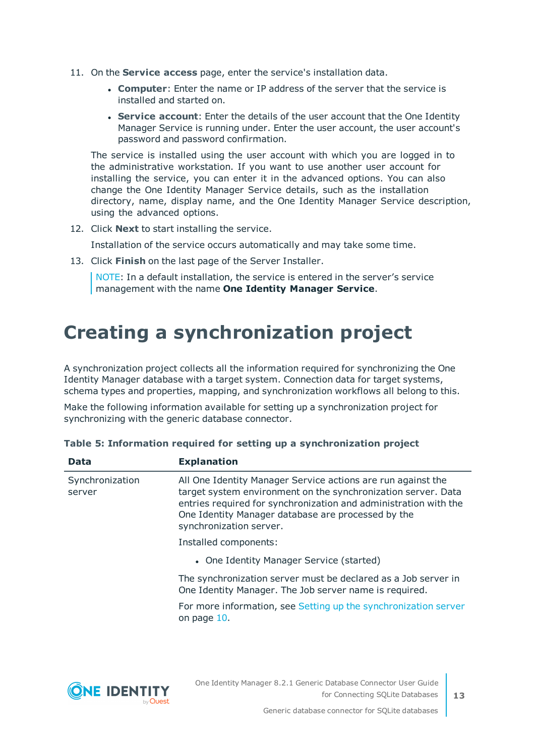11. On the **Service access** page, enter the service's installation data.

    - **Computer**: Enter the name or IP address of the server that the service is installed and started on.
    - **Service account**: Enter the details of the user account that the One Identity Manager Service is running under. Enter the user account, the user account's password and password confirmation.

    The service is installed using the user account with which you are logged in to the administrative workstation. If you want to use another user account for installing the service, you can enter it in the advanced options. You can also change the One Identity Manager Service details, such as the installation directory, name, display name, and the One Identity Manager Service description, using the advanced options.

12. Click **Next** to start installing the service.

    Installation of the service occurs automatically and may take some time.

13. Click **Finish** on the last page of the Server Installer.

    NOTE: In a default installation, the service is entered in the server's service management with the name **One Identity Manager Service**.

# Creating a synchronization project

A synchronization project collects all the information required for synchronizing the One Identity Manager database with a target system. Connection data for target systems, schema types and properties, mapping, and synchronization workflows all belong to this.

Make the following information available for setting up a synchronization project for synchronizing with the generic database connector.

**Table 5: Information required for setting up a synchronization project**

| Data | Explanation |
|---|---|
| Synchronization server | All One Identity Manager Service actions are run against the target system environment on the synchronization server. Data entries required for synchronization and administration with the One Identity Manager database are processed by the synchronization server.<br><br>Installed components:<br><br>• One Identity Manager Service (started)<br><br>The synchronization server must be declared as a Job server in One Identity Manager. The Job server name is required.<br><br>For more information, see Setting up the synchronization server on page 10. |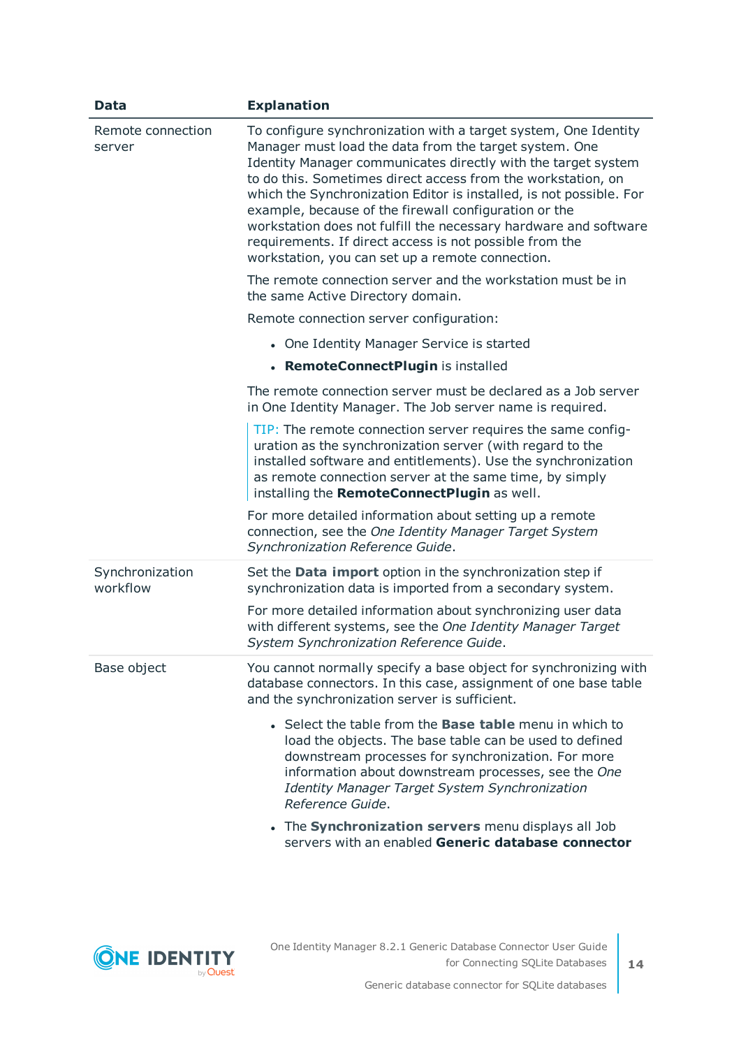| Data | Explanation |
|---|---|
| Remote connection server | To configure synchronization with a target system, One Identity Manager must load the data from the target system. One Identity Manager communicates directly with the target system to do this. Sometimes direct access from the workstation, on which the Synchronization Editor is installed, is not possible. For example, because of the firewall configuration or the workstation does not fulfill the necessary hardware and software requirements. If direct access is not possible from the workstation, you can set up a remote connection.<br><br>The remote connection server and the workstation must be in the same Active Directory domain.<br><br>Remote connection server configuration:<br><br>• One Identity Manager Service is started<br>• **RemoteConnectPlugin** is installed<br><br>The remote connection server must be declared as a Job server in One Identity Manager. The Job server name is required.<br><br>TIP: The remote connection server requires the same configuration as the synchronization server (with regard to the installed software and entitlements). Use the synchronization as remote connection server at the same time, by simply installing the **RemoteConnectPlugin** as well.<br><br>For more detailed information about setting up a remote connection, see the *One Identity Manager Target System Synchronization Reference Guide*. |
| Synchronization workflow | Set the **Data import** option in the synchronization step if synchronization data is imported from a secondary system.<br><br>For more detailed information about synchronizing user data with different systems, see the *One Identity Manager Target System Synchronization Reference Guide*. |
| Base object | You cannot normally specify a base object for synchronizing with database connectors. In this case, assignment of one base table and the synchronization server is sufficient.<br><br>• Select the table from the **Base table** menu in which to load the objects. The base table can be used to defined downstream processes for synchronization. For more information about downstream processes, see the *One Identity Manager Target System Synchronization Reference Guide*.<br>• The **Synchronization servers** menu displays all Job servers with an enabled **Generic database connector** |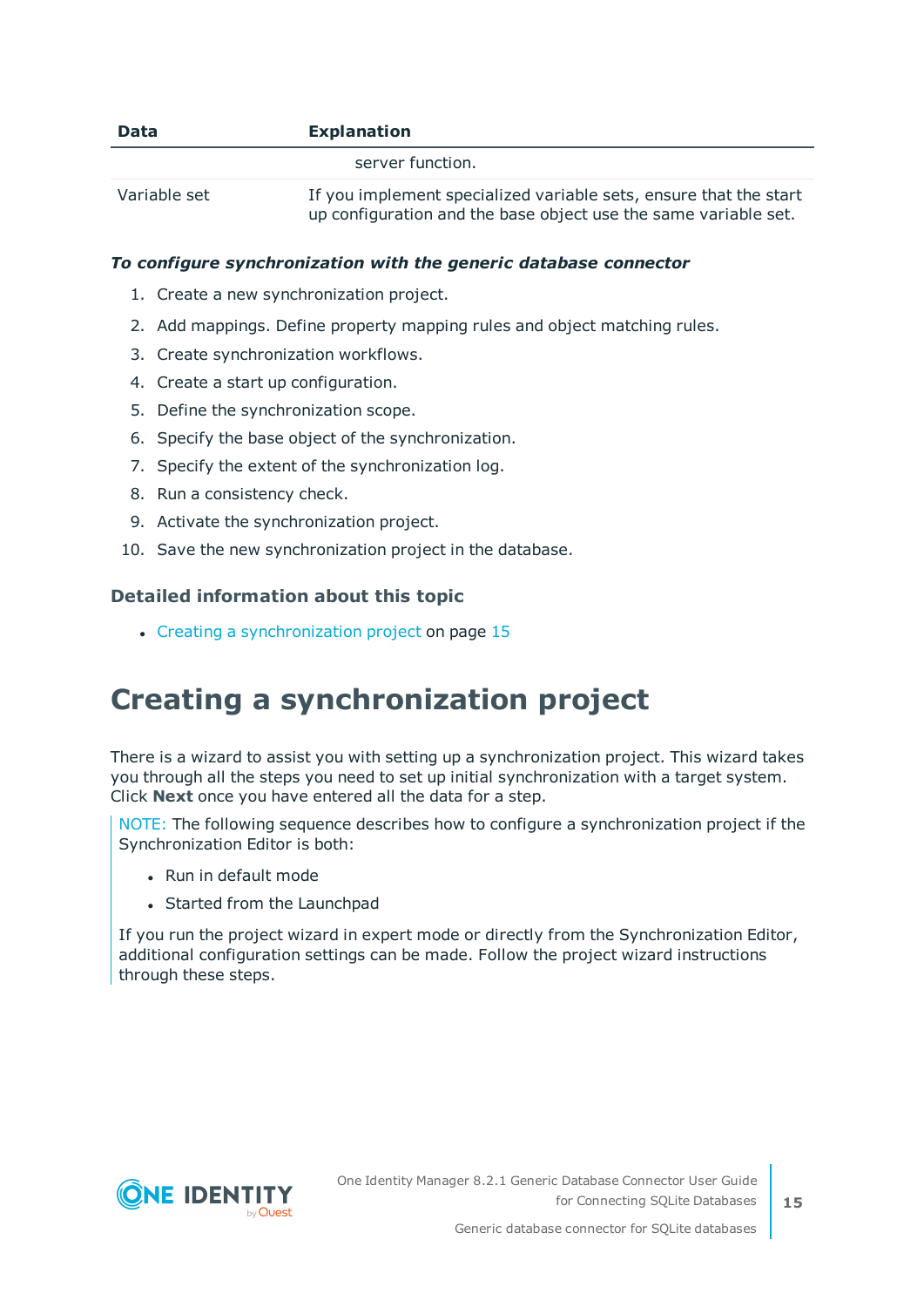| Data | Explanation |
|---|---|
| | server function. |
| Variable set | If you implement specialized variable sets, ensure that the start up configuration and the base object use the same variable set. |

***To configure synchronization with the generic database connector***

1. Create a new synchronization project.
2. Add mappings. Define property mapping rules and object matching rules.
3. Create synchronization workflows.
4. Create a start up configuration.
5. Define the synchronization scope.
6. Specify the base object of the synchronization.
7. Specify the extent of the synchronization log.
8. Run a consistency check.
9. Activate the synchronization project.
10. Save the new synchronization project in the database.

### Detailed information about this topic

- Creating a synchronization project on page 15

# Creating a synchronization project

There is a wizard to assist you with setting up a synchronization project. This wizard takes you through all the steps you need to set up initial synchronization with a target system. Click **Next** once you have entered all the data for a step.

NOTE: The following sequence describes how to configure a synchronization project if the Synchronization Editor is both:

- Run in default mode
- Started from the Launchpad

If you run the project wizard in expert mode or directly from the Synchronization Editor, additional configuration settings can be made. Follow the project wizard instructions through these steps.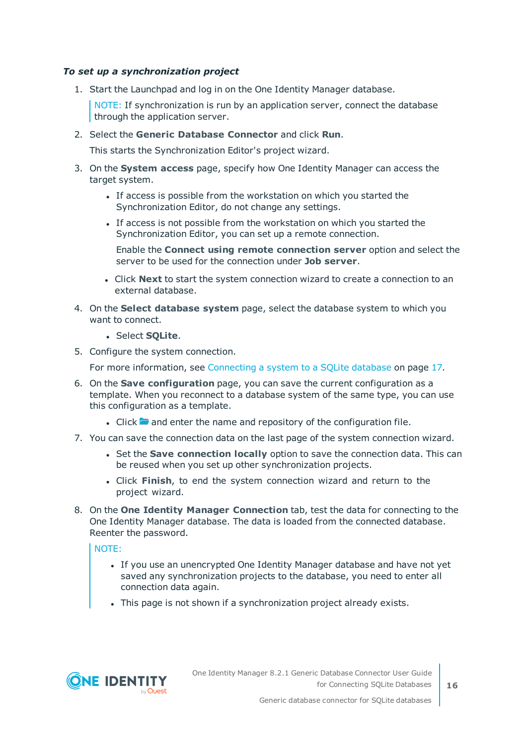***To set up a synchronization project***

1. Start the Launchpad and log in on the One Identity Manager database.

   > NOTE: If synchronization is run by an application server, connect the database through the application server.

2. Select the **Generic Database Connector** and click **Run**.

   This starts the Synchronization Editor's project wizard.

3. On the **System access** page, specify how One Identity Manager can access the target system.

   - If access is possible from the workstation on which you started the Synchronization Editor, do not change any settings.
   - If access is not possible from the workstation on which you started the Synchronization Editor, you can set up a remote connection.

     Enable the **Connect using remote connection server** option and select the server to be used for the connection under **Job server**.

   - Click **Next** to start the system connection wizard to create a connection to an external database.

4. On the **Select database system** page, select the database system to which you want to connect.

   - Select **SQLite**.

5. Configure the system connection.

   For more information, see Connecting a system to a SQLite database on page 17.

6. On the **Save configuration** page, you can save the current configuration as a template. When you reconnect to a database system of the same type, you can use this configuration as a template.

   - Click 📁 and enter the name and repository of the configuration file.

7. You can save the connection data on the last page of the system connection wizard.

   - Set the **Save connection locally** option to save the connection data. This can be reused when you set up other synchronization projects.
   - Click **Finish**, to end the system connection wizard and return to the project wizard.

8. On the **One Identity Manager Connection** tab, test the data for connecting to the One Identity Manager database. The data is loaded from the connected database. Reenter the password.

   > NOTE:
   >
   > - If you use an unencrypted One Identity Manager database and have not yet saved any synchronization projects to the database, you need to enter all connection data again.
   > - This page is not shown if a synchronization project already exists.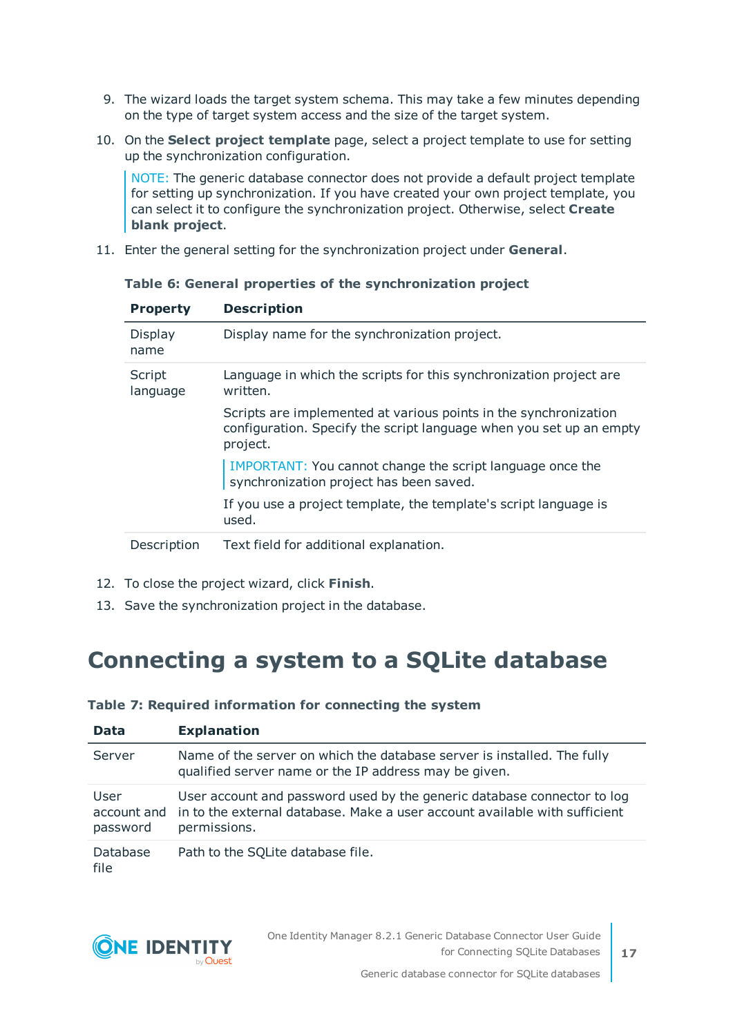9. The wizard loads the target system schema. This may take a few minutes depending on the type of target system access and the size of the target system.

10. On the **Select project template** page, select a project template to use for setting up the synchronization configuration.

    NOTE: The generic database connector does not provide a default project template for setting up synchronization. If you have created your own project template, you can select it to configure the synchronization project. Otherwise, select **Create blank project**.

11. Enter the general setting for the synchronization project under **General**.

    **Table 6: General properties of the synchronization project**

    | Property | Description |
    | --- | --- |
    | Display name | Display name for the synchronization project. |
    | Script language | Language in which the scripts for this synchronization project are written.<br><br>Scripts are implemented at various points in the synchronization configuration. Specify the script language when you set up an empty project.<br><br>IMPORTANT: You cannot change the script language once the synchronization project has been saved.<br><br>If you use a project template, the template's script language is used. |
    | Description | Text field for additional explanation. |

12. To close the project wizard, click **Finish**.

13. Save the synchronization project in the database.

# Connecting a system to a SQLite database

**Table 7: Required information for connecting the system**

| Data | Explanation |
| --- | --- |
| Server | Name of the server on which the database server is installed. The fully qualified server name or the IP address may be given. |
| User account and password | User account and password used by the generic database connector to log in to the external database. Make a user account available with sufficient permissions. |
| Database file | Path to the SQLite database file. |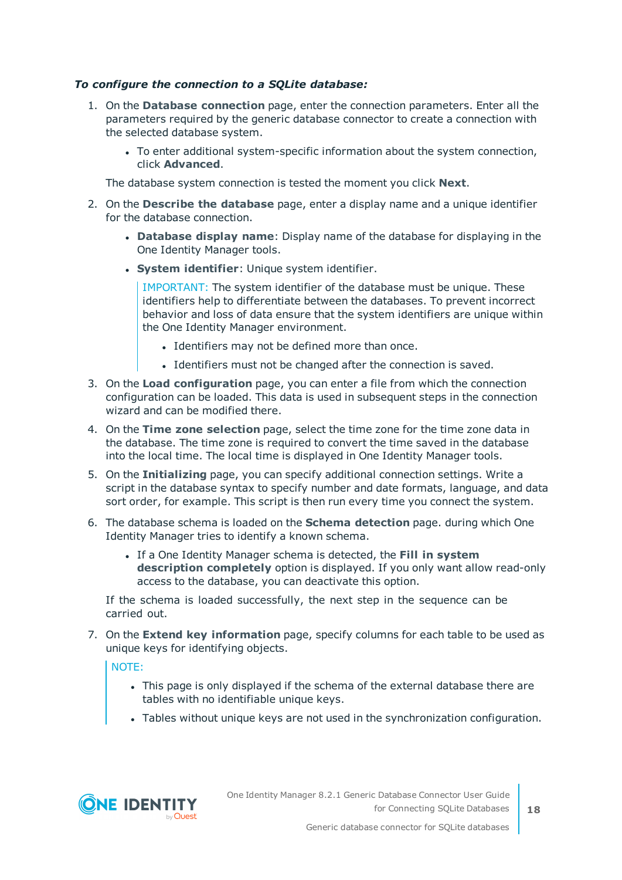***To configure the connection to a SQLite database:***

1. On the **Database connection** page, enter the connection parameters. Enter all the parameters required by the generic database connector to create a connection with the selected database system.

   - To enter additional system-specific information about the system connection, click **Advanced**.

   The database system connection is tested the moment you click **Next**.

2. On the **Describe the database** page, enter a display name and a unique identifier for the database connection.

   - **Database display name**: Display name of the database for displaying in the One Identity Manager tools.
   - **System identifier**: Unique system identifier.

     IMPORTANT: The system identifier of the database must be unique. These identifiers help to differentiate between the databases. To prevent incorrect behavior and loss of data ensure that the system identifiers are unique within the One Identity Manager environment.

     - Identifiers may not be defined more than once.
     - Identifiers must not be changed after the connection is saved.

3. On the **Load configuration** page, you can enter a file from which the connection configuration can be loaded. This data is used in subsequent steps in the connection wizard and can be modified there.

4. On the **Time zone selection** page, select the time zone for the time zone data in the database. The time zone is required to convert the time saved in the database into the local time. The local time is displayed in One Identity Manager tools.

5. On the **Initializing** page, you can specify additional connection settings. Write a script in the database syntax to specify number and date formats, language, and data sort order, for example. This script is then run every time you connect the system.

6. The database schema is loaded on the **Schema detection** page. during which One Identity Manager tries to identify a known schema.

   - If a One Identity Manager schema is detected, the **Fill in system description completely** option is displayed. If you only want allow read-only access to the database, you can deactivate this option.

   If the schema is loaded successfully, the next step in the sequence can be carried out.

7. On the **Extend key information** page, specify columns for each table to be used as unique keys for identifying objects.

   NOTE:

   - This page is only displayed if the schema of the external database there are tables with no identifiable unique keys.
   - Tables without unique keys are not used in the synchronization configuration.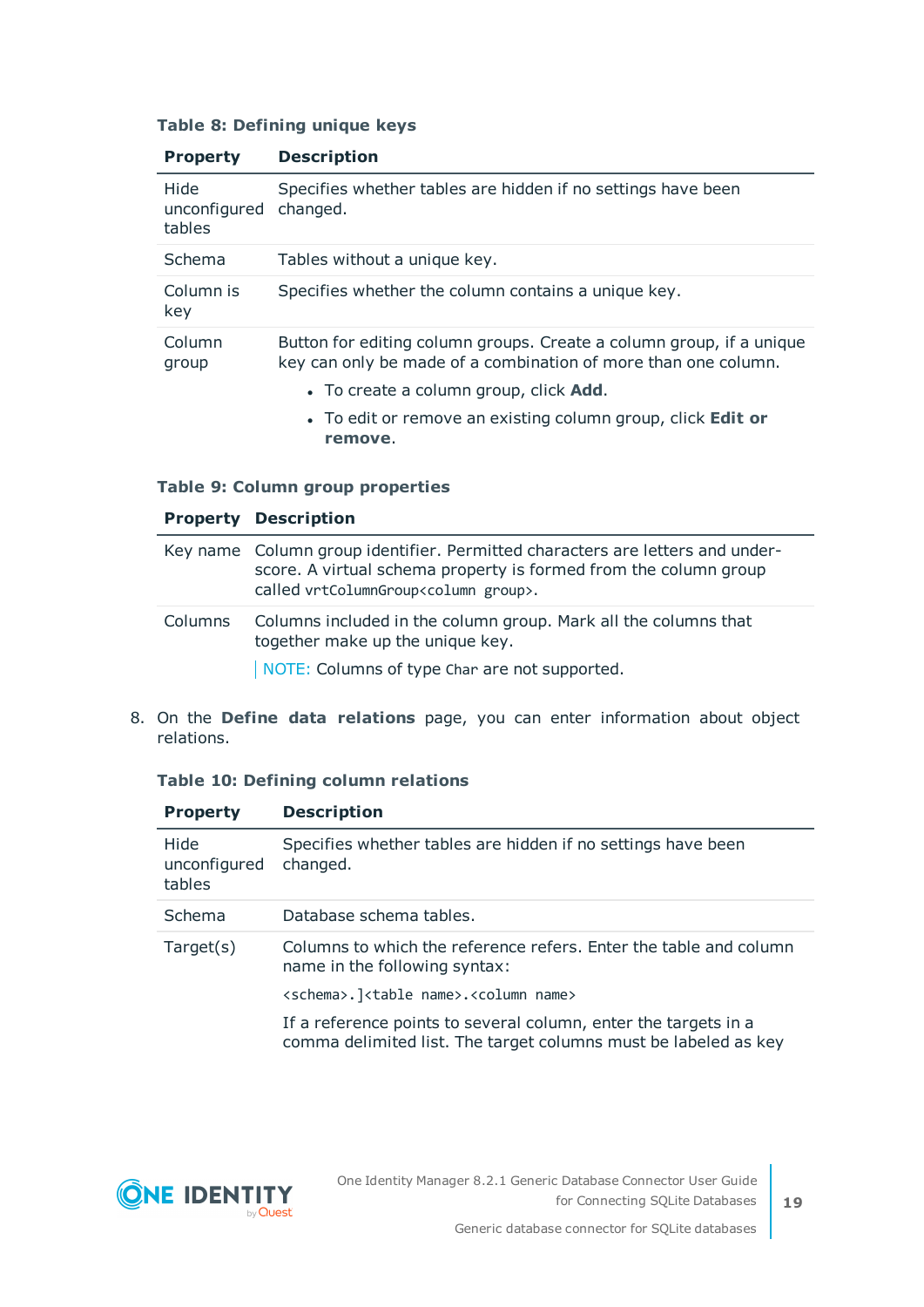**Table 8: Defining unique keys**

| Property | Description |
|---|---|
| Hide unconfigured tables | Specifies whether tables are hidden if no settings have been changed. |
| Schema | Tables without a unique key. |
| Column is key | Specifies whether the column contains a unique key. |
| Column group | Button for editing column groups. Create a column group, if a unique key can only be made of a combination of more than one column.<br>• To create a column group, click **Add**.<br>• To edit or remove an existing column group, click **Edit or remove**. |

**Table 9: Column group properties**

| Property | Description |
|---|---|
| Key name | Column group identifier. Permitted characters are letters and underscore. A virtual schema property is formed from the column group called `vrtColumnGroup<column group>`. |
| Columns | Columns included in the column group. Mark all the columns that together make up the unique key.<br>NOTE: Columns of type `Char` are not supported. |

8. On the **Define data relations** page, you can enter information about object relations.

**Table 10: Defining column relations**

| Property | Description |
|---|---|
| Hide unconfigured tables | Specifies whether tables are hidden if no settings have been changed. |
| Schema | Database schema tables. |
| Target(s) | Columns to which the reference refers. Enter the table and column name in the following syntax:<br>`<schema>.]<table name>.<column name>`<br>If a reference points to several column, enter the targets in a comma delimited list. The target columns must be labeled as key |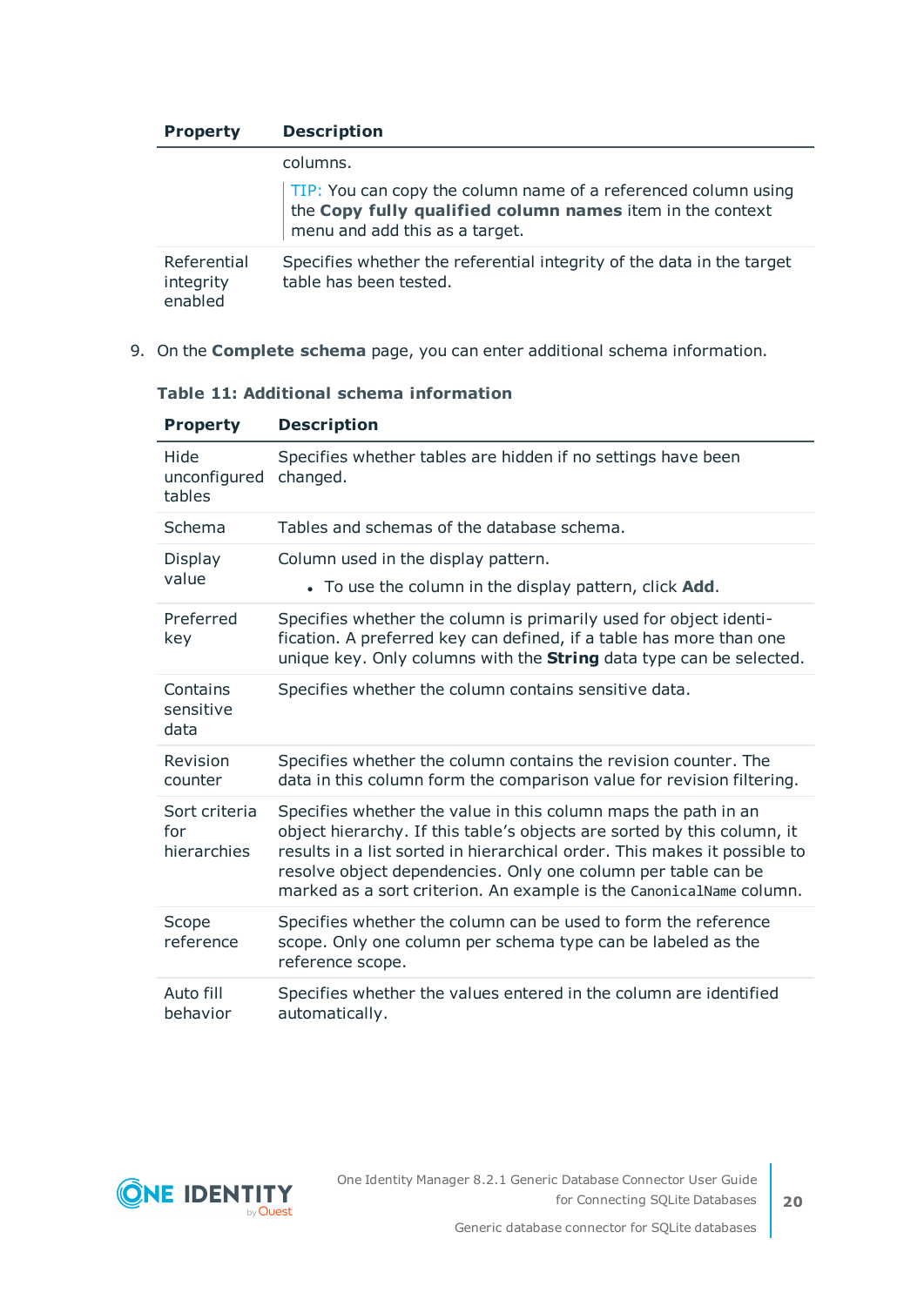| Property | Description |
|---|---|
| | columns.<br><br>TIP: You can copy the column name of a referenced column using the **Copy fully qualified column names** item in the context menu and add this as a target. |
| Referential integrity enabled | Specifies whether the referential integrity of the data in the target table has been tested. |

9. On the **Complete schema** page, you can enter additional schema information.

**Table 11: Additional schema information**

| Property | Description |
|---|---|
| Hide unconfigured tables | Specifies whether tables are hidden if no settings have been changed. |
| Schema | Tables and schemas of the database schema. |
| Display value | Column used in the display pattern.<br><br>• To use the column in the display pattern, click **Add**. |
| Preferred key | Specifies whether the column is primarily used for object identification. A preferred key can defined, if a table has more than one unique key. Only columns with the **String** data type can be selected. |
| Contains sensitive data | Specifies whether the column contains sensitive data. |
| Revision counter | Specifies whether the column contains the revision counter. The data in this column form the comparison value for revision filtering. |
| Sort criteria for hierarchies | Specifies whether the value in this column maps the path in an object hierarchy. If this table's objects are sorted by this column, it results in a list sorted in hierarchical order. This makes it possible to resolve object dependencies. Only one column per table can be marked as a sort criterion. An example is the `CanonicalName` column. |
| Scope reference | Specifies whether the column can be used to form the reference scope. Only one column per schema type can be labeled as the reference scope. |
| Auto fill behavior | Specifies whether the values entered in the column are identified automatically. |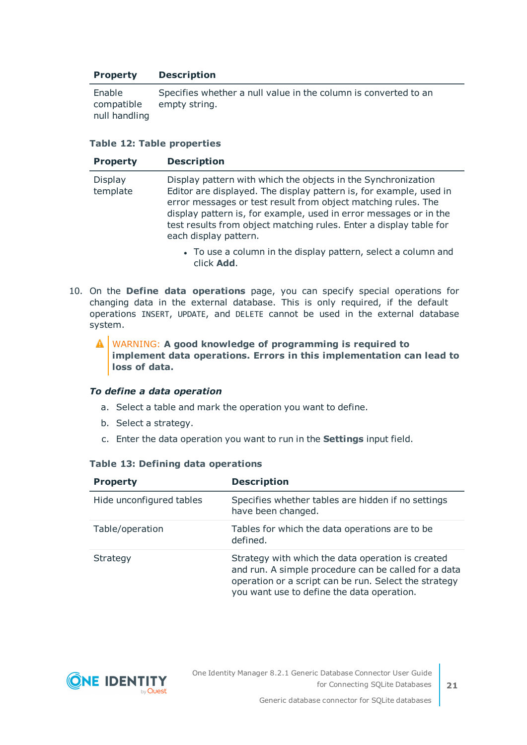| Property | Description |
|---|---|
| Enable compatible null handling | Specifies whether a null value in the column is converted to an empty string. |

**Table 12: Table properties**

| Property | Description |
|---|---|
| Display template | Display pattern with which the objects in the Synchronization Editor are displayed. The display pattern is, for example, used in error messages or test result from object matching rules. The display pattern is, for example, used in error messages or in the test results from object matching rules. Enter a display table for each display pattern.<br><br>• To use a column in the display pattern, select a column and click **Add**. |

10. On the **Define data operations** page, you can specify special operations for changing data in the external database. This is only required, if the default operations `INSERT`, `UPDATE`, and `DELETE` cannot be used in the external database system.

> ⚠ WARNING: **A good knowledge of programming is required to implement data operations. Errors in this implementation can lead to loss of data.**

***To define a data operation***

a. Select a table and mark the operation you want to define.

b. Select a strategy.

c. Enter the data operation you want to run in the **Settings** input field.

**Table 13: Defining data operations**

| Property | Description |
|---|---|
| Hide unconfigured tables | Specifies whether tables are hidden if no settings have been changed. |
| Table/operation | Tables for which the data operations are to be defined. |
| Strategy | Strategy with which the data operation is created and run. A simple procedure can be called for a data operation or a script can be run. Select the strategy you want use to define the data operation. |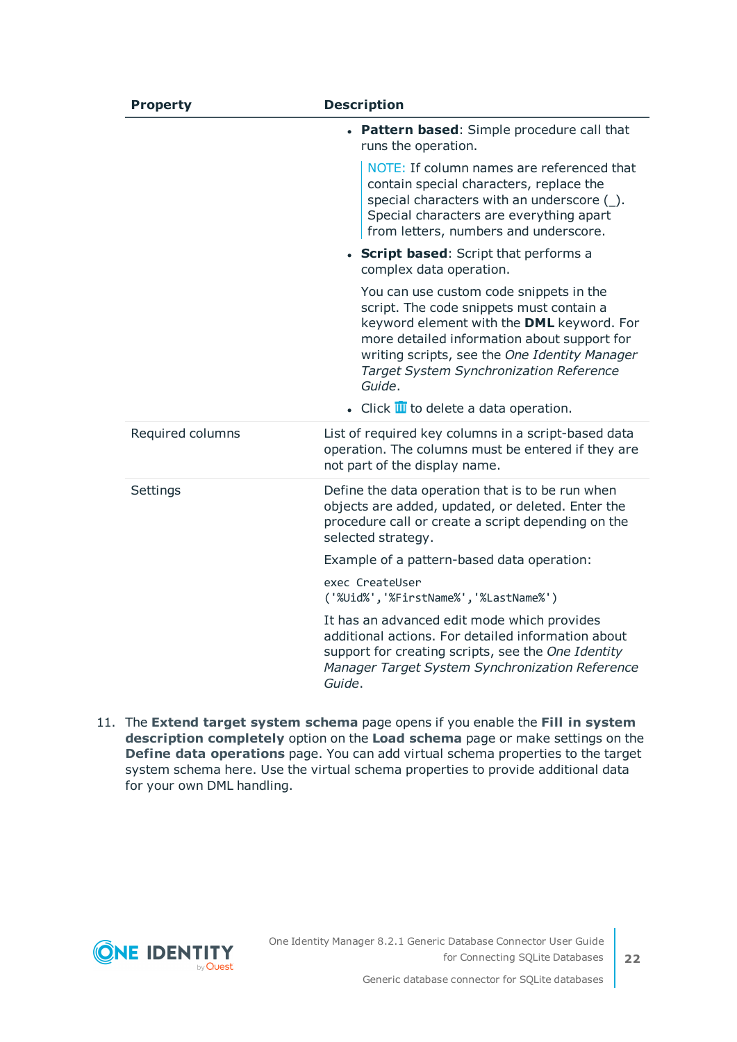| Property | Description |
|---|---|
| | • **Pattern based**: Simple procedure call that runs the operation.<br><br>NOTE: If column names are referenced that contain special characters, replace the special characters with an underscore (_). Special characters are everything apart from letters, numbers and underscore.<br><br>• **Script based**: Script that performs a complex data operation.<br><br>You can use custom code snippets in the script. The code snippets must contain a keyword element with the **DML** keyword. For more detailed information about support for writing scripts, see the *One Identity Manager Target System Synchronization Reference Guide*.<br><br>• Click 🗑 to delete a data operation. |
| Required columns | List of required key columns in a script-based data operation. The columns must be entered if they are not part of the display name. |
| Settings | Define the data operation that is to be run when objects are added, updated, or deleted. Enter the procedure call or create a script depending on the selected strategy.<br><br>Example of a pattern-based data operation:<br><br>`exec CreateUser ('%Uid%','%FirstName%','%LastName%')`<br><br>It has an advanced edit mode which provides additional actions. For detailed information about support for creating scripts, see the *One Identity Manager Target System Synchronization Reference Guide*. |

11. The **Extend target system schema** page opens if you enable the **Fill in system description completely** option on the **Load schema** page or make settings on the **Define data operations** page. You can add virtual schema properties to the target system schema here. Use the virtual schema properties to provide additional data for your own DML handling.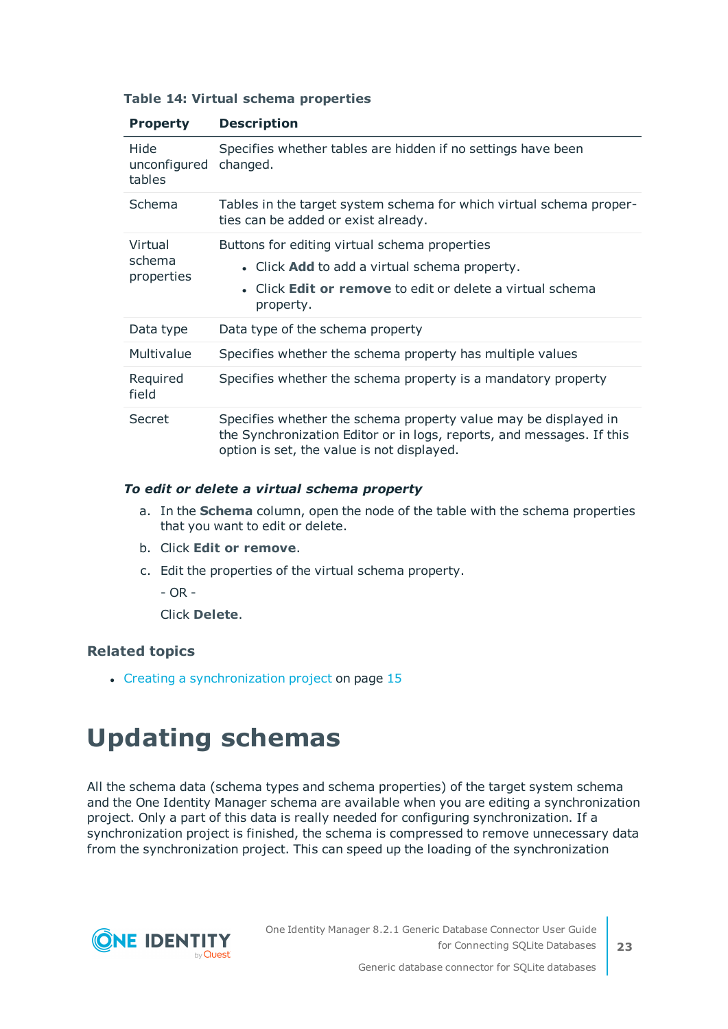**Table 14: Virtual schema properties**

| Property | Description |
|---|---|
| Hide unconfigured tables | Specifies whether tables are hidden if no settings have been changed. |
| Schema | Tables in the target system schema for which virtual schema properties can be added or exist already. |
| Virtual schema properties | Buttons for editing virtual schema properties<br>• Click **Add** to add a virtual schema property.<br>• Click **Edit or remove** to edit or delete a virtual schema property. |
| Data type | Data type of the schema property |
| Multivalue | Specifies whether the schema property has multiple values |
| Required field | Specifies whether the schema property is a mandatory property |
| Secret | Specifies whether the schema property value may be displayed in the Synchronization Editor or in logs, reports, and messages. If this option is set, the value is not displayed. |

***To edit or delete a virtual schema property***

a. In the **Schema** column, open the node of the table with the schema properties that you want to edit or delete.

b. Click **Edit or remove**.

c. Edit the properties of the virtual schema property.

   - OR -

   Click **Delete**.

### Related topics

- Creating a synchronization project on page 15

# Updating schemas

All the schema data (schema types and schema properties) of the target system schema and the One Identity Manager schema are available when you are editing a synchronization project. Only a part of this data is really needed for configuring synchronization. If a synchronization project is finished, the schema is compressed to remove unnecessary data from the synchronization project. This can speed up the loading of the synchronization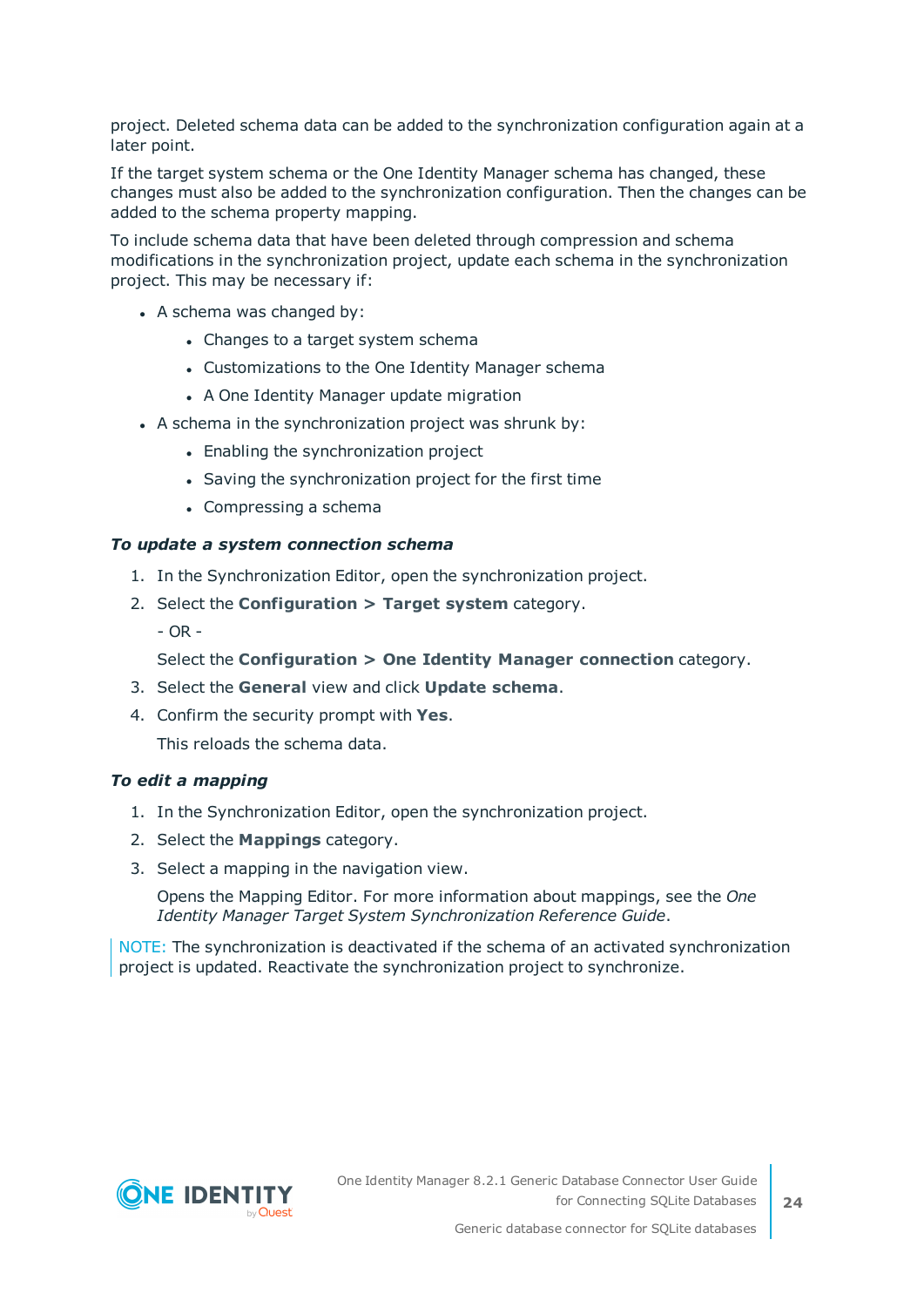project. Deleted schema data can be added to the synchronization configuration again at a later point.

If the target system schema or the One Identity Manager schema has changed, these changes must also be added to the synchronization configuration. Then the changes can be added to the schema property mapping.

To include schema data that have been deleted through compression and schema modifications in the synchronization project, update each schema in the synchronization project. This may be necessary if:

- A schema was changed by:
  - Changes to a target system schema
  - Customizations to the One Identity Manager schema
  - A One Identity Manager update migration
- A schema in the synchronization project was shrunk by:
  - Enabling the synchronization project
  - Saving the synchronization project for the first time
  - Compressing a schema

***To update a system connection schema***

1. In the Synchronization Editor, open the synchronization project.
2. Select the **Configuration > Target system** category.

   - OR -

   Select the **Configuration > One Identity Manager connection** category.
3. Select the **General** view and click **Update schema**.
4. Confirm the security prompt with **Yes**.

   This reloads the schema data.

***To edit a mapping***

1. In the Synchronization Editor, open the synchronization project.
2. Select the **Mappings** category.
3. Select a mapping in the navigation view.

   Opens the Mapping Editor. For more information about mappings, see the *One Identity Manager Target System Synchronization Reference Guide*.

NOTE: The synchronization is deactivated if the schema of an activated synchronization project is updated. Reactivate the synchronization project to synchronize.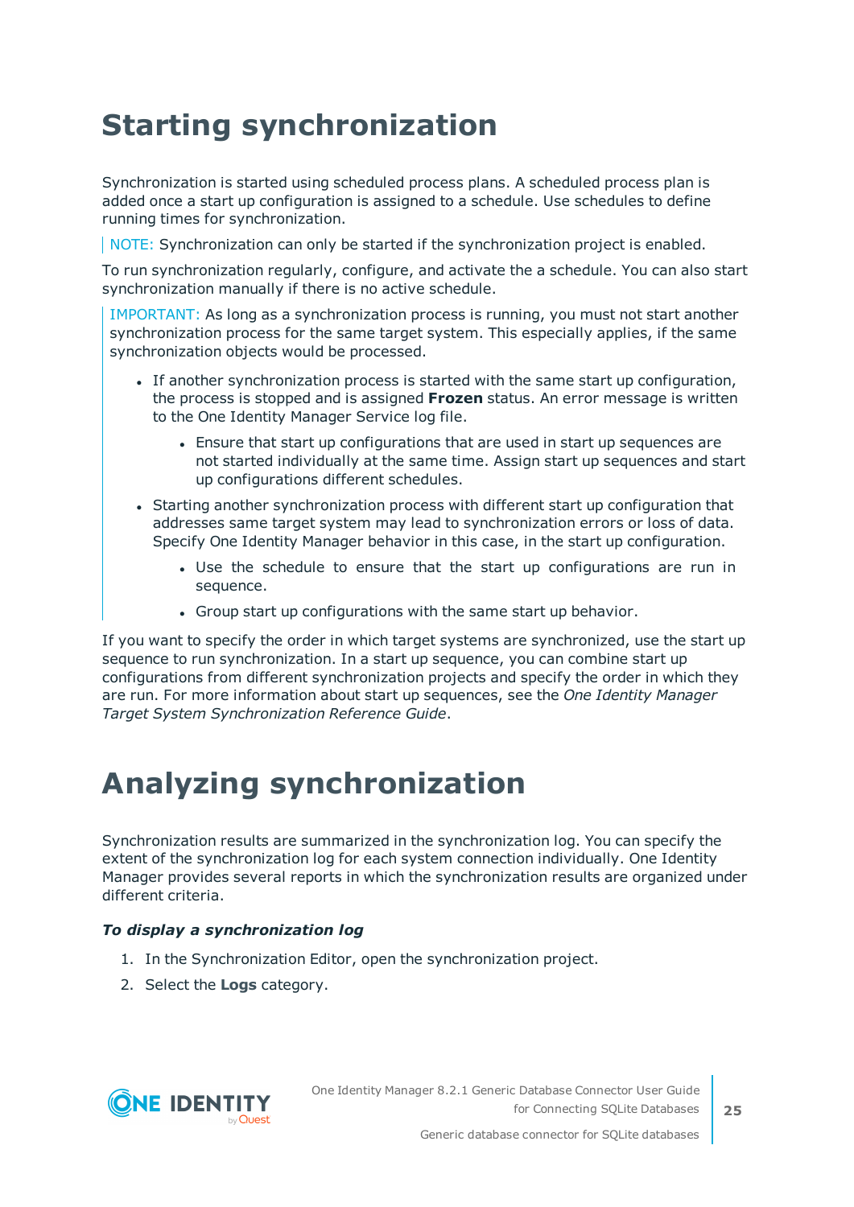# Starting synchronization

Synchronization is started using scheduled process plans. A scheduled process plan is added once a start up configuration is assigned to a schedule. Use schedules to define running times for synchronization.

> NOTE: Synchronization can only be started if the synchronization project is enabled.

To run synchronization regularly, configure, and activate the a schedule. You can also start synchronization manually if there is no active schedule.

> IMPORTANT: As long as a synchronization process is running, you must not start another synchronization process for the same target system. This especially applies, if the same synchronization objects would be processed.
>
> - If another synchronization process is started with the same start up configuration, the process is stopped and is assigned **Frozen** status. An error message is written to the One Identity Manager Service log file.
>     - Ensure that start up configurations that are used in start up sequences are not started individually at the same time. Assign start up sequences and start up configurations different schedules.
> - Starting another synchronization process with different start up configuration that addresses same target system may lead to synchronization errors or loss of data. Specify One Identity Manager behavior in this case, in the start up configuration.
>     - Use the schedule to ensure that the start up configurations are run in sequence.
>     - Group start up configurations with the same start up behavior.

If you want to specify the order in which target systems are synchronized, use the start up sequence to run synchronization. In a start up sequence, you can combine start up configurations from different synchronization projects and specify the order in which they are run. For more information about start up sequences, see the *One Identity Manager Target System Synchronization Reference Guide*.

# Analyzing synchronization

Synchronization results are summarized in the synchronization log. You can specify the extent of the synchronization log for each system connection individually. One Identity Manager provides several reports in which the synchronization results are organized under different criteria.

***To display a synchronization log***

1. In the Synchronization Editor, open the synchronization project.
2. Select the **Logs** category.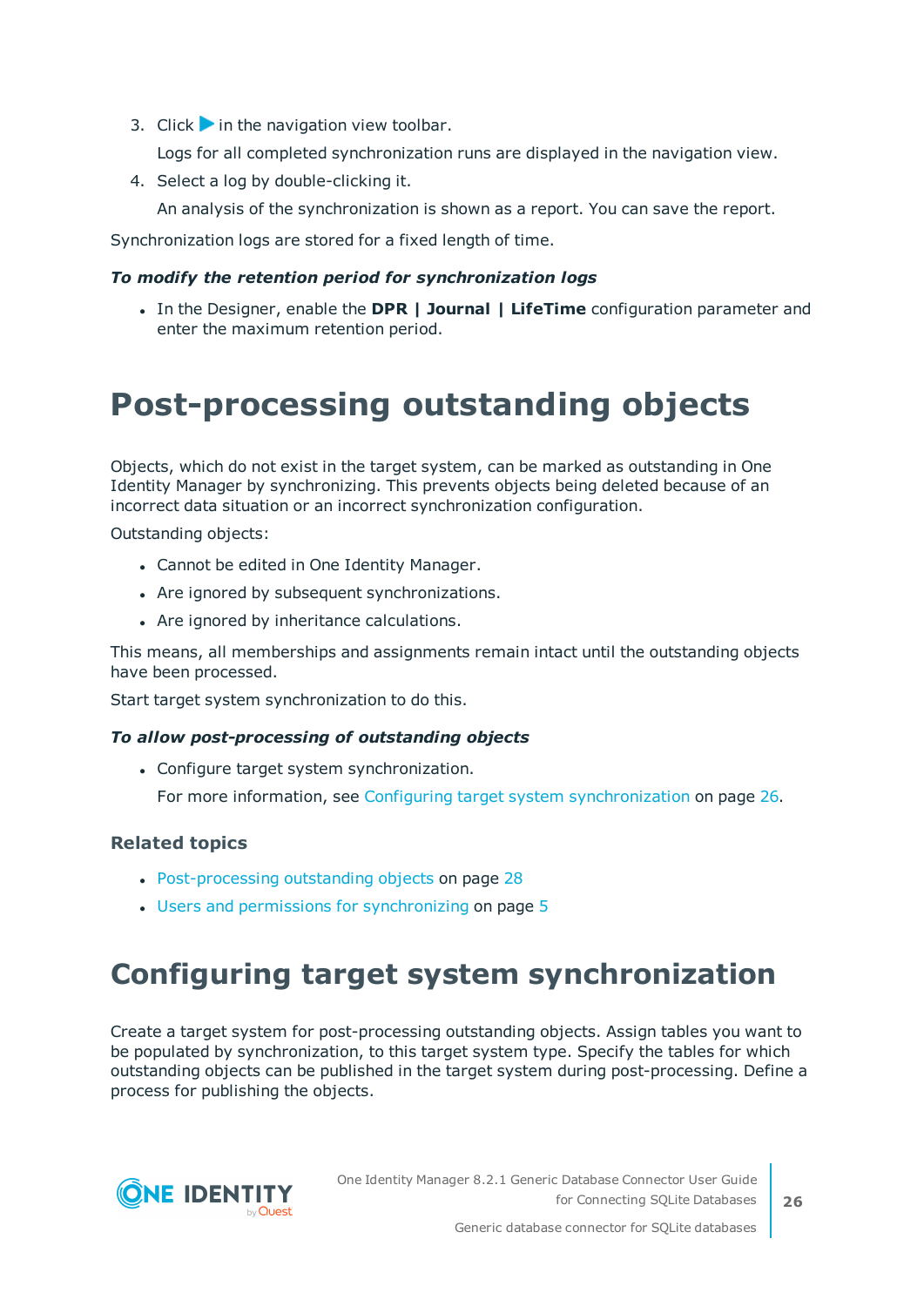3. Click ▶ in the navigation view toolbar.

   Logs for all completed synchronization runs are displayed in the navigation view.

4. Select a log by double-clicking it.

   An analysis of the synchronization is shown as a report. You can save the report.

Synchronization logs are stored for a fixed length of time.

***To modify the retention period for synchronization logs***

- In the Designer, enable the **DPR | Journal | LifeTime** configuration parameter and enter the maximum retention period.

# Post-processing outstanding objects

Objects, which do not exist in the target system, can be marked as outstanding in One Identity Manager by synchronizing. This prevents objects being deleted because of an incorrect data situation or an incorrect synchronization configuration.

Outstanding objects:

- Cannot be edited in One Identity Manager.
- Are ignored by subsequent synchronizations.
- Are ignored by inheritance calculations.

This means, all memberships and assignments remain intact until the outstanding objects have been processed.

Start target system synchronization to do this.

***To allow post-processing of outstanding objects***

- Configure target system synchronization.

  For more information, see Configuring target system synchronization on page 26.

### Related topics

- Post-processing outstanding objects on page 28
- Users and permissions for synchronizing on page 5

# Configuring target system synchronization

Create a target system for post-processing outstanding objects. Assign tables you want to be populated by synchronization, to this target system type. Specify the tables for which outstanding objects can be published in the target system during post-processing. Define a process for publishing the objects.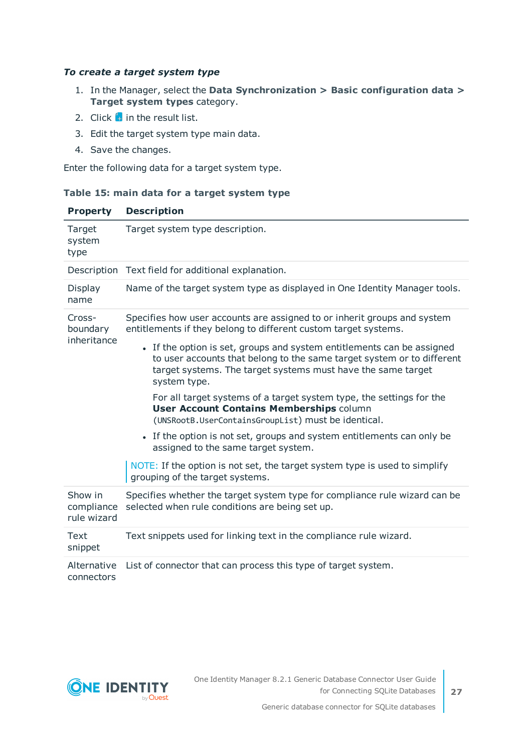***To create a target system type***

1. In the Manager, select the **Data Synchronization > Basic configuration data > Target system types** category.
2. Click  in the result list.
3. Edit the target system type main data.
4. Save the changes.

Enter the following data for a target system type.

**Table 15: main data for a target system type**

| Property | Description |
|---|---|
| Target system type | Target system type description. |
| Description | Text field for additional explanation. |
| Display name | Name of the target system type as displayed in One Identity Manager tools. |
| Cross-boundary inheritance | Specifies how user accounts are assigned to or inherit groups and system entitlements if they belong to different custom target systems.<br><br>• If the option is set, groups and system entitlements can be assigned to user accounts that belong to the same target system or to different target systems. The target systems must have the same target system type.<br><br>For all target systems of a target system type, the settings for the **User Account Contains Memberships** column (`UNSRootB.UserContainsGroupList`) must be identical.<br><br>• If the option is not set, groups and system entitlements can only be assigned to the same target system.<br><br>NOTE: If the option is not set, the target system type is used to simplify grouping of the target systems. |
| Show in compliance rule wizard | Specifies whether the target system type for compliance rule wizard can be selected when rule conditions are being set up. |
| Text snippet | Text snippets used for linking text in the compliance rule wizard. |
| Alternative connectors | List of connector that can process this type of target system. |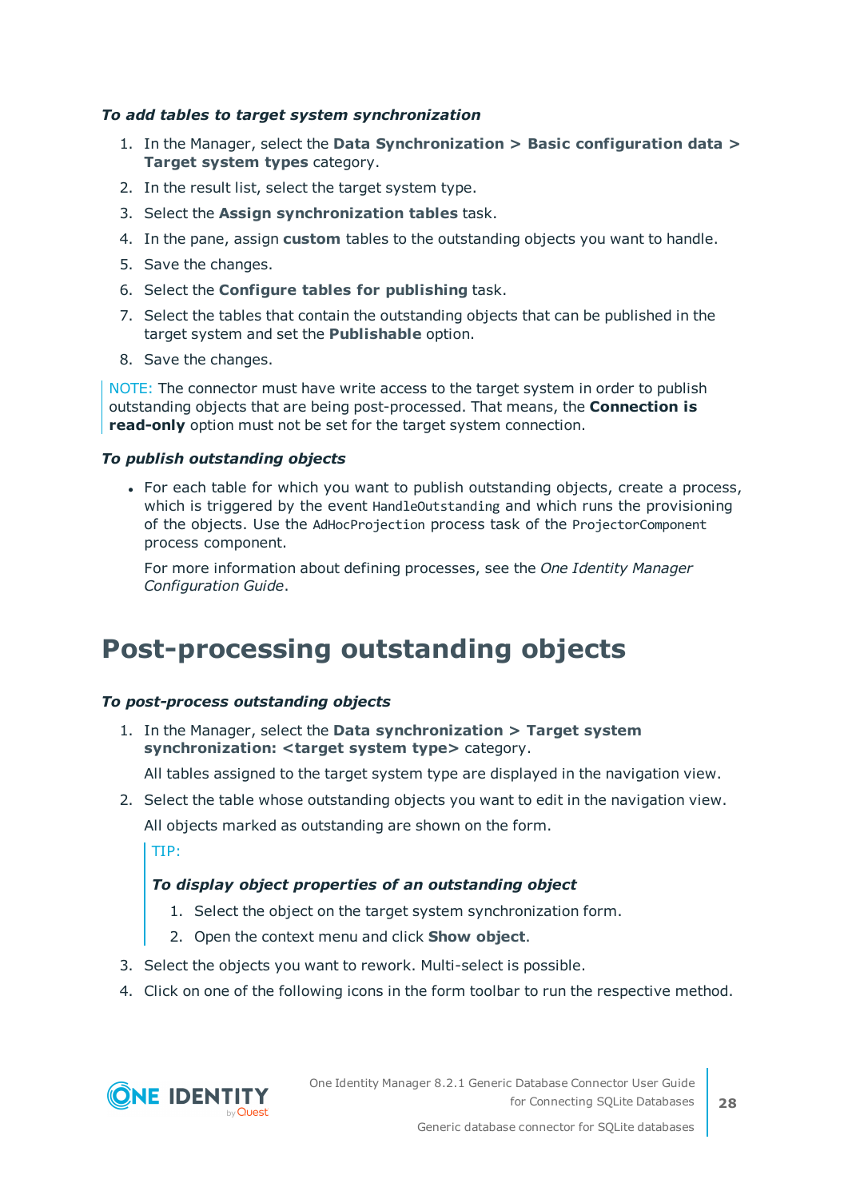***To add tables to target system synchronization***

1. In the Manager, select the **Data Synchronization > Basic configuration data > Target system types** category.
2. In the result list, select the target system type.
3. Select the **Assign synchronization tables** task.
4. In the pane, assign **custom** tables to the outstanding objects you want to handle.
5. Save the changes.
6. Select the **Configure tables for publishing** task.
7. Select the tables that contain the outstanding objects that can be published in the target system and set the **Publishable** option.
8. Save the changes.

NOTE: The connector must have write access to the target system in order to publish outstanding objects that are being post-processed. That means, the **Connection is read-only** option must not be set for the target system connection.

***To publish outstanding objects***

- For each table for which you want to publish outstanding objects, create a process, which is triggered by the event `HandleOutstanding` and which runs the provisioning of the objects. Use the `AdHocProjection` process task of the `ProjectorComponent` process component.

  For more information about defining processes, see the *One Identity Manager Configuration Guide*.

# Post-processing outstanding objects

***To post-process outstanding objects***

1. In the Manager, select the **Data synchronization > Target system synchronization: <target system type>** category.

   All tables assigned to the target system type are displayed in the navigation view.

2. Select the table whose outstanding objects you want to edit in the navigation view.

   All objects marked as outstanding are shown on the form.

   TIP:

   ***To display object properties of an outstanding object***

   1. Select the object on the target system synchronization form.
   2. Open the context menu and click **Show object**.

3. Select the objects you want to rework. Multi-select is possible.
4. Click on one of the following icons in the form toolbar to run the respective method.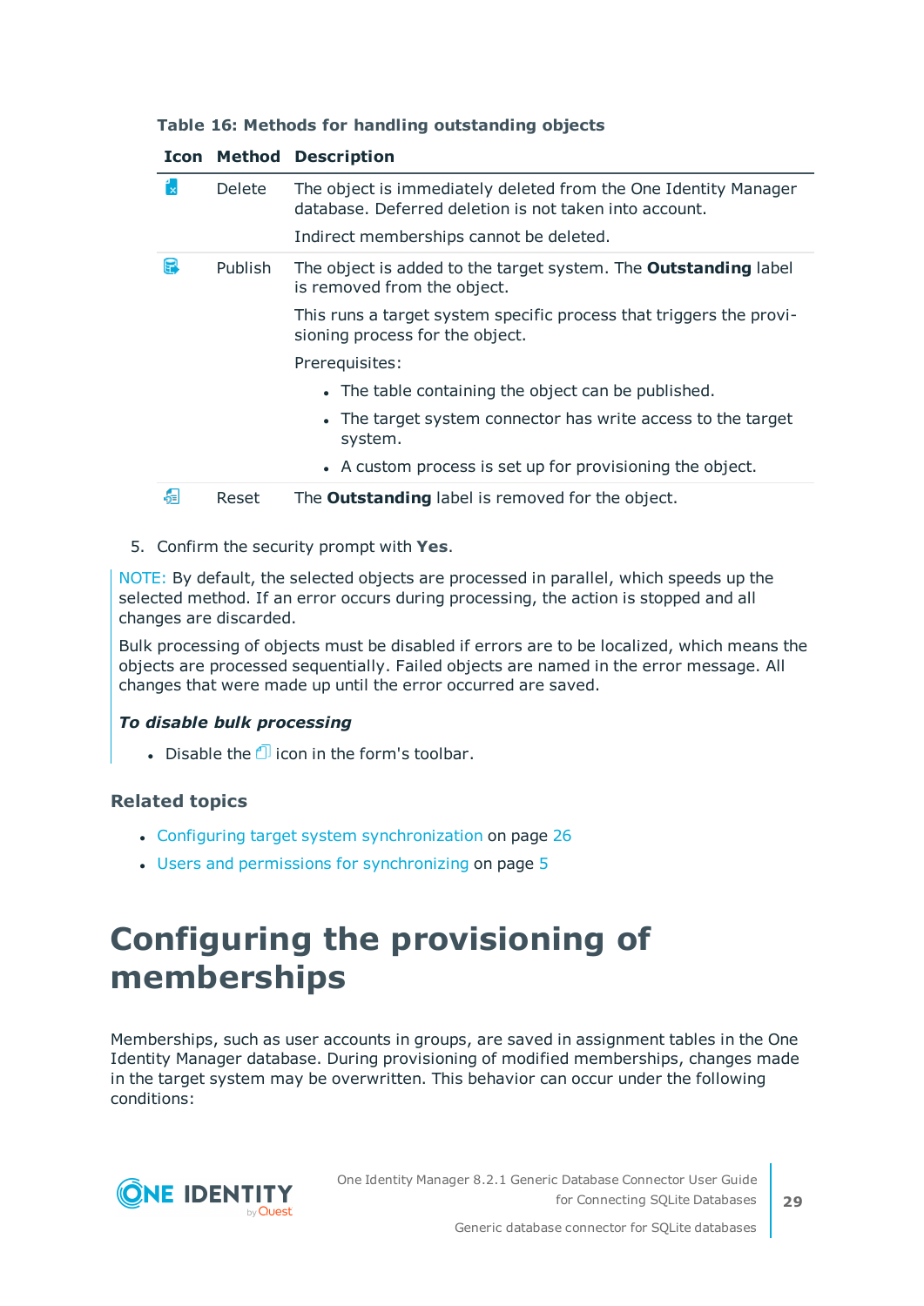**Table 16: Methods for handling outstanding objects**

| Icon | Method | Description |
|---|---|---|
| | Delete | The object is immediately deleted from the One Identity Manager database. Deferred deletion is not taken into account.<br>Indirect memberships cannot be deleted. |
| | Publish | The object is added to the target system. The **Outstanding** label is removed from the object.<br>This runs a target system specific process that triggers the provisioning process for the object.<br>Prerequisites:<br>• The table containing the object can be published.<br>• The target system connector has write access to the target system.<br>• A custom process is set up for provisioning the object. |
| | Reset | The **Outstanding** label is removed for the object. |

5. Confirm the security prompt with **Yes**.

NOTE: By default, the selected objects are processed in parallel, which speeds up the selected method. If an error occurs during processing, the action is stopped and all changes are discarded.

Bulk processing of objects must be disabled if errors are to be localized, which means the objects are processed sequentially. Failed objects are named in the error message. All changes that were made up until the error occurred are saved.

***To disable bulk processing***

- Disable the icon in the form's toolbar.

### Related topics

- Configuring target system synchronization on page 26
- Users and permissions for synchronizing on page 5

# Configuring the provisioning of memberships

Memberships, such as user accounts in groups, are saved in assignment tables in the One Identity Manager database. During provisioning of modified memberships, changes made in the target system may be overwritten. This behavior can occur under the following conditions: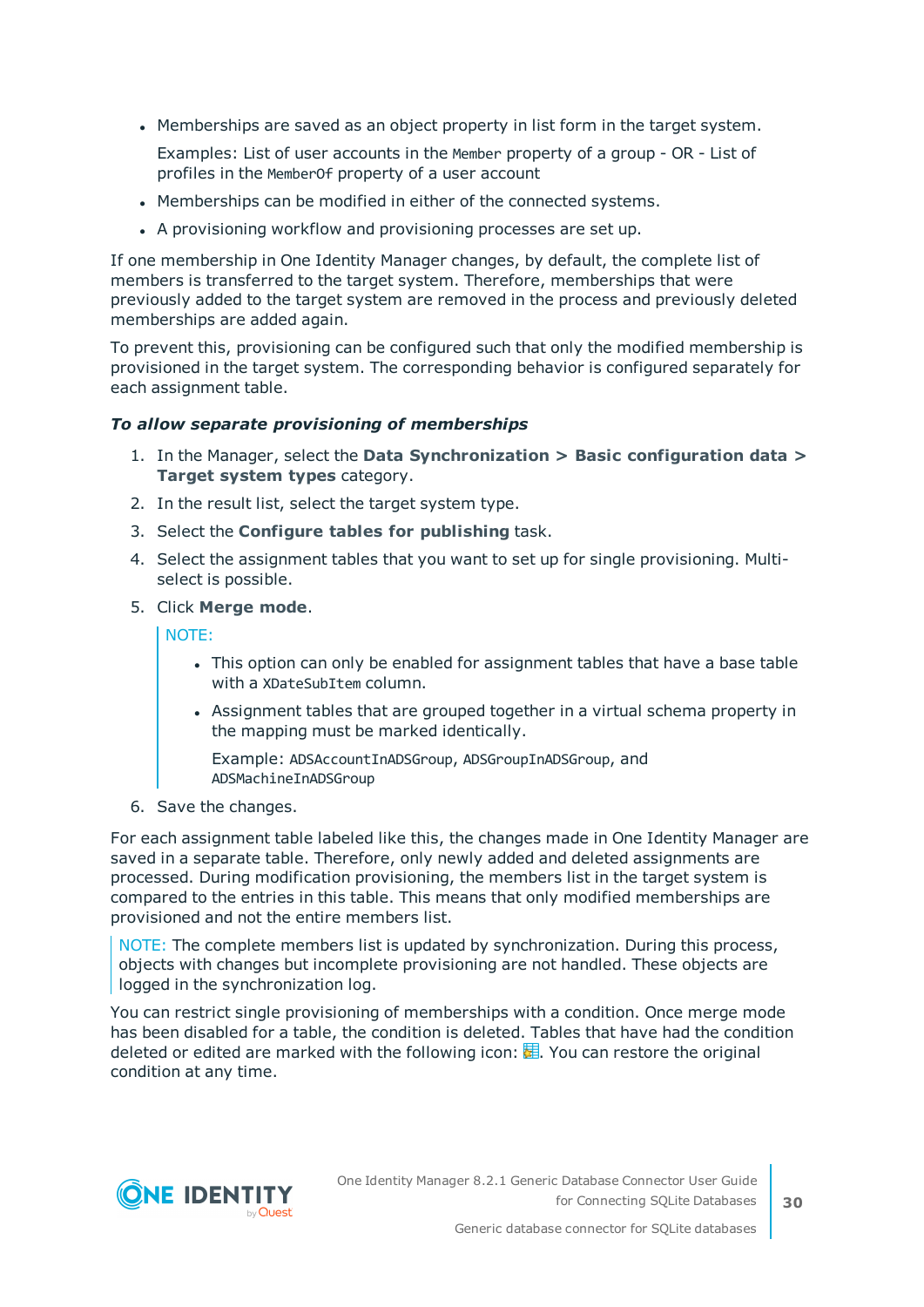- Memberships are saved as an object property in list form in the target system.

  Examples: List of user accounts in the `Member` property of a group - OR - List of profiles in the `MemberOf` property of a user account

- Memberships can be modified in either of the connected systems.
- A provisioning workflow and provisioning processes are set up.

If one membership in One Identity Manager changes, by default, the complete list of members is transferred to the target system. Therefore, memberships that were previously added to the target system are removed in the process and previously deleted memberships are added again.

To prevent this, provisioning can be configured such that only the modified membership is provisioned in the target system. The corresponding behavior is configured separately for each assignment table.

***To allow separate provisioning of memberships***

1. In the Manager, select the **Data Synchronization > Basic configuration data > Target system types** category.
2. In the result list, select the target system type.
3. Select the **Configure tables for publishing** task.
4. Select the assignment tables that you want to set up for single provisioning. Multi-select is possible.
5. Click **Merge mode**.

   NOTE:

   - This option can only be enabled for assignment tables that have a base table with a `XDateSubItem` column.
   - Assignment tables that are grouped together in a virtual schema property in the mapping must be marked identically.

     Example: `ADSAccountInADSGroup`, `ADSGroupInADSGroup`, and `ADSMachineInADSGroup`

6. Save the changes.

For each assignment table labeled like this, the changes made in One Identity Manager are saved in a separate table. Therefore, only newly added and deleted assignments are processed. During modification provisioning, the members list in the target system is compared to the entries in this table. This means that only modified memberships are provisioned and not the entire members list.

NOTE: The complete members list is updated by synchronization. During this process, objects with changes but incomplete provisioning are not handled. These objects are logged in the synchronization log.

You can restrict single provisioning of memberships with a condition. Once merge mode has been disabled for a table, the condition is deleted. Tables that have had the condition deleted or edited are marked with the following icon: . You can restore the original condition at any time.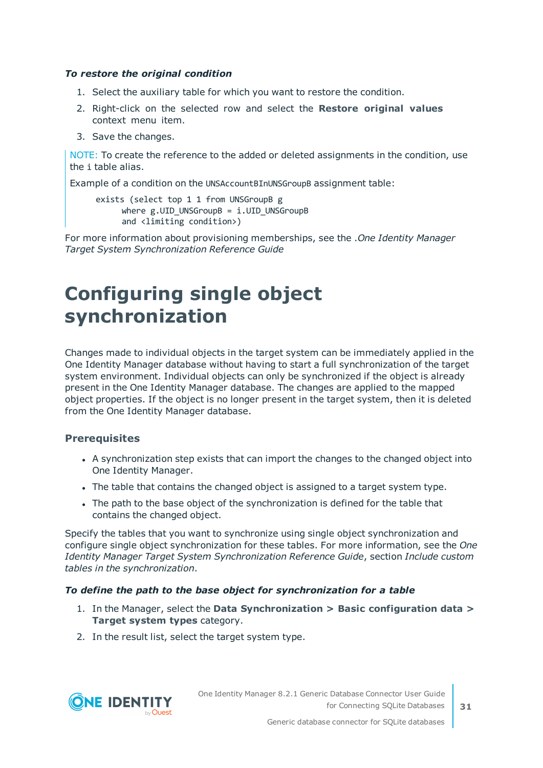***To restore the original condition***

1. Select the auxiliary table for which you want to restore the condition.
2. Right-click on the selected row and select the **Restore original values** context menu item.
3. Save the changes.

NOTE: To create the reference to the added or deleted assignments in the condition, use the `i` table alias.

Example of a condition on the `UNSAccountBInUNSGroupB` assignment table:

```
exists (select top 1 1 from UNSGroupB g
      where g.UID_UNSGroupB = i.UID_UNSGroupB
      and <limiting condition>)
```

For more information about provisioning memberships, see the .*One Identity Manager Target System Synchronization Reference Guide*

# Configuring single object synchronization

Changes made to individual objects in the target system can be immediately applied in the One Identity Manager database without having to start a full synchronization of the target system environment. Individual objects can only be synchronized if the object is already present in the One Identity Manager database. The changes are applied to the mapped object properties. If the object is no longer present in the target system, then it is deleted from the One Identity Manager database.

### Prerequisites

- A synchronization step exists that can import the changes to the changed object into One Identity Manager.
- The table that contains the changed object is assigned to a target system type.
- The path to the base object of the synchronization is defined for the table that contains the changed object.

Specify the tables that you want to synchronize using single object synchronization and configure single object synchronization for these tables. For more information, see the *One Identity Manager Target System Synchronization Reference Guide*, section *Include custom tables in the synchronization*.

***To define the path to the base object for synchronization for a table***

1. In the Manager, select the **Data Synchronization > Basic configuration data > Target system types** category.
2. In the result list, select the target system type.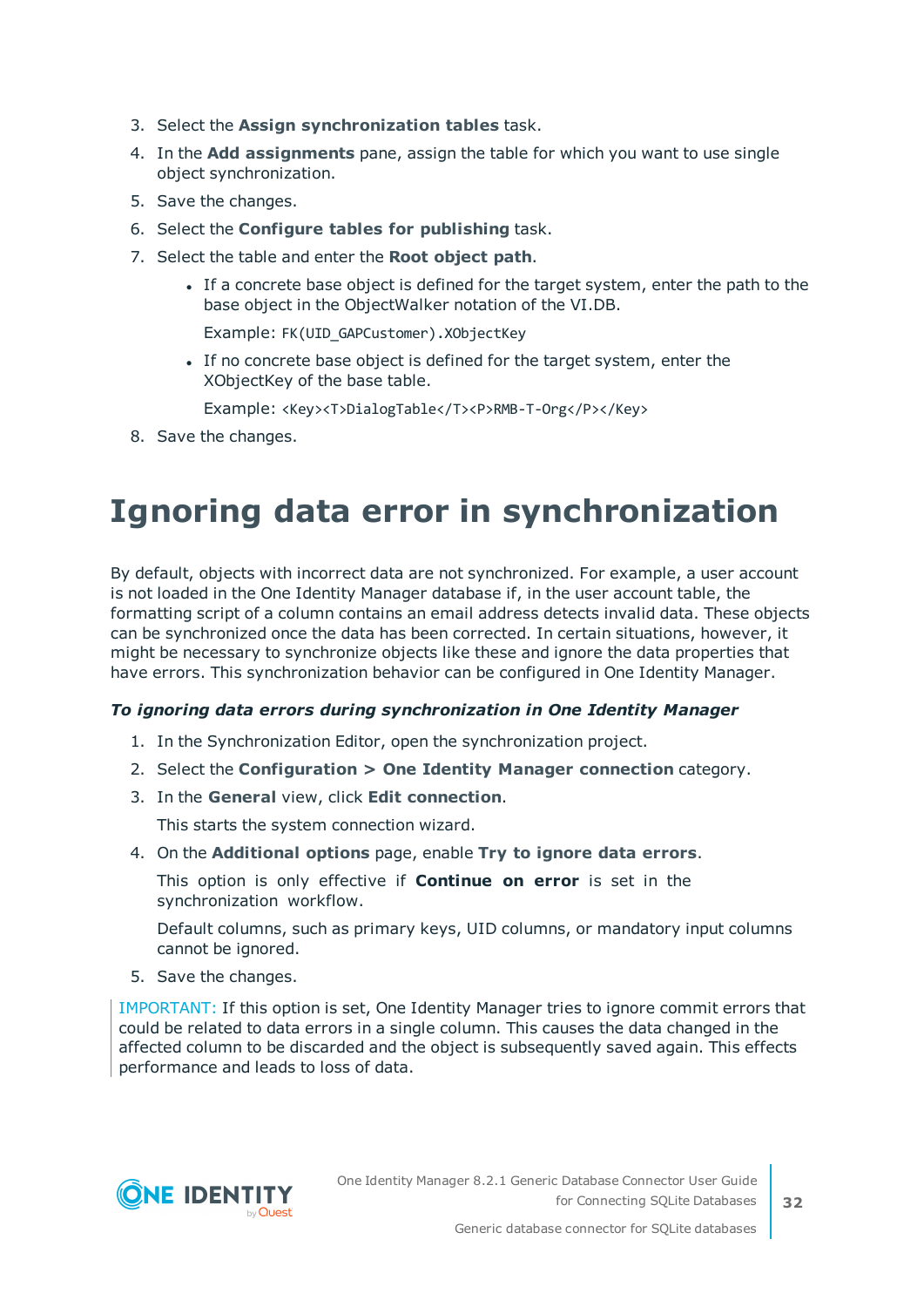3. Select the **Assign synchronization tables** task.
4. In the **Add assignments** pane, assign the table for which you want to use single object synchronization.
5. Save the changes.
6. Select the **Configure tables for publishing** task.
7. Select the table and enter the **Root object path**.
   - If a concrete base object is defined for the target system, enter the path to the base object in the ObjectWalker notation of the VI.DB.

     Example: `FK(UID_GAPCustomer).XObjectKey`
   - If no concrete base object is defined for the target system, enter the XObjectKey of the base table.

     Example: `<Key><T>DialogTable</T><P>RMB-T-Org</P></Key>`
8. Save the changes.

# Ignoring data error in synchronization

By default, objects with incorrect data are not synchronized. For example, a user account is not loaded in the One Identity Manager database if, in the user account table, the formatting script of a column contains an email address detects invalid data. These objects can be synchronized once the data has been corrected. In certain situations, however, it might be necessary to synchronize objects like these and ignore the data properties that have errors. This synchronization behavior can be configured in One Identity Manager.

***To ignoring data errors during synchronization in One Identity Manager***

1. In the Synchronization Editor, open the synchronization project.
2. Select the **Configuration > One Identity Manager connection** category.
3. In the **General** view, click **Edit connection**.

   This starts the system connection wizard.
4. On the **Additional options** page, enable **Try to ignore data errors**.

   This option is only effective if **Continue on error** is set in the synchronization workflow.

   Default columns, such as primary keys, UID columns, or mandatory input columns cannot be ignored.
5. Save the changes.

IMPORTANT: If this option is set, One Identity Manager tries to ignore commit errors that could be related to data errors in a single column. This causes the data changed in the affected column to be discarded and the object is subsequently saved again. This effects performance and leads to loss of data.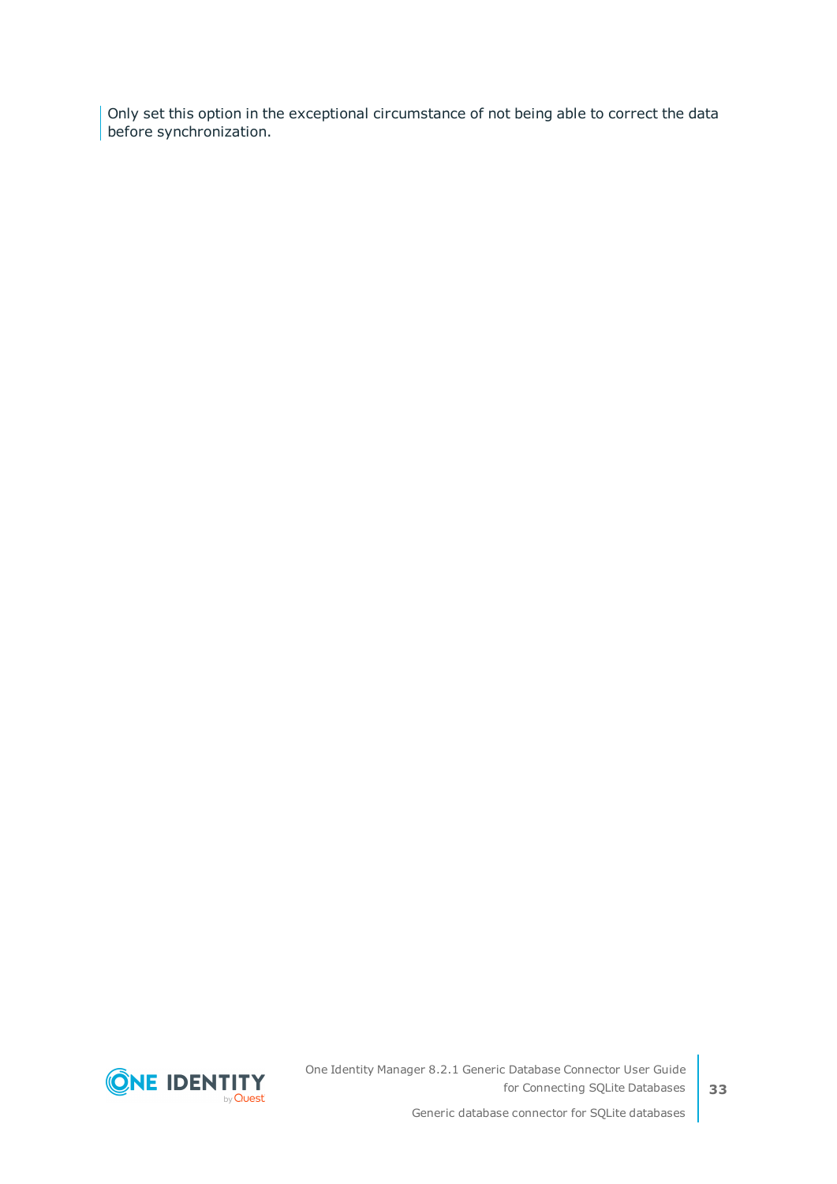Only set this option in the exceptional circumstance of not being able to correct the data before synchronization.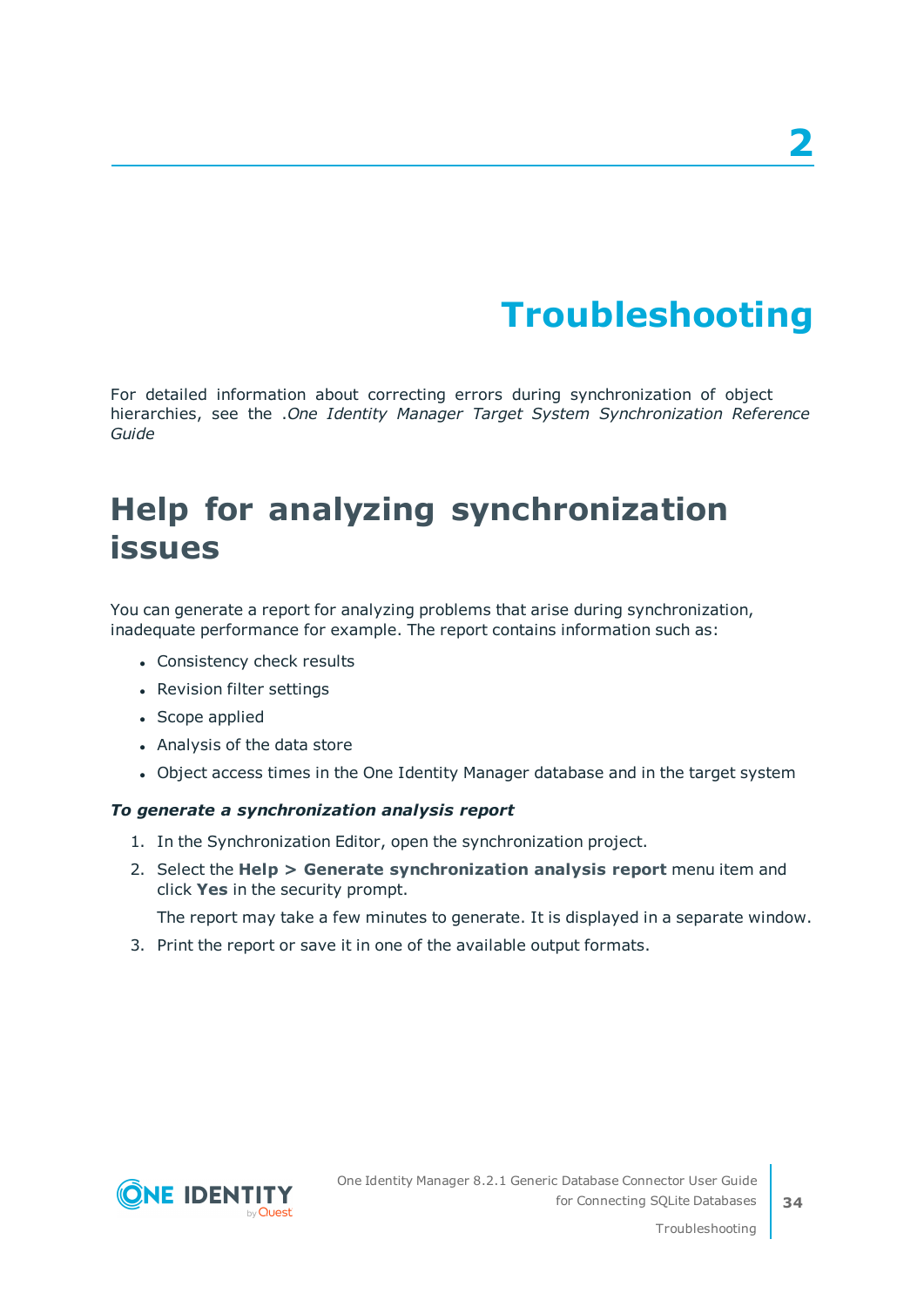# 2

# Troubleshooting

For detailed information about correcting errors during synchronization of object hierarchies, see the .*One Identity Manager Target System Synchronization Reference Guide*

## Help for analyzing synchronization issues

You can generate a report for analyzing problems that arise during synchronization, inadequate performance for example. The report contains information such as:

- Consistency check results
- Revision filter settings
- Scope applied
- Analysis of the data store
- Object access times in the One Identity Manager database and in the target system

***To generate a synchronization analysis report***

1. In the Synchronization Editor, open the synchronization project.
2. Select the **Help > Generate synchronization analysis report** menu item and click **Yes** in the security prompt.

   The report may take a few minutes to generate. It is displayed in a separate window.
3. Print the report or save it in one of the available output formats.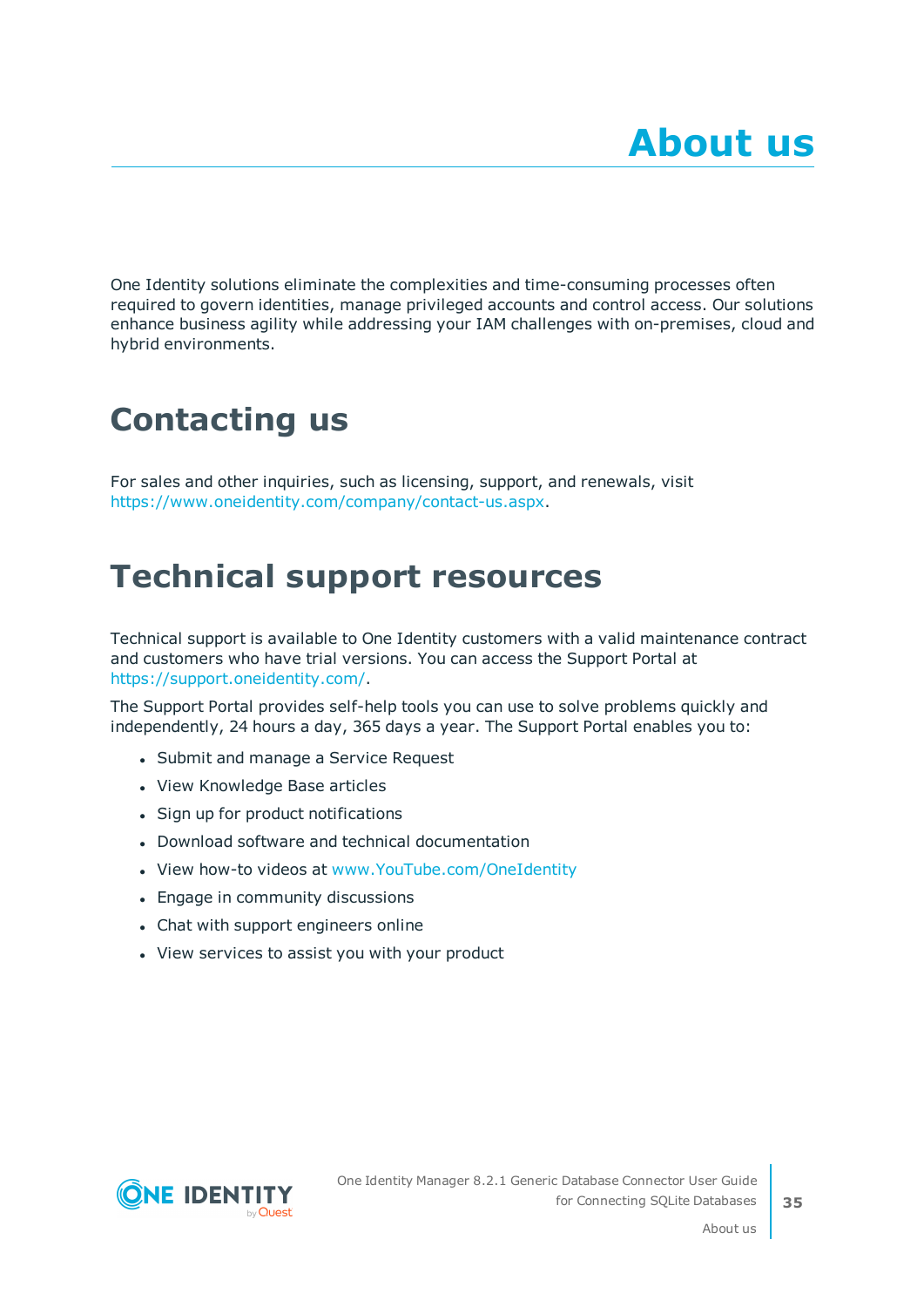# About us

One Identity solutions eliminate the complexities and time-consuming processes often required to govern identities, manage privileged accounts and control access. Our solutions enhance business agility while addressing your IAM challenges with on-premises, cloud and hybrid environments.

## Contacting us

For sales and other inquiries, such as licensing, support, and renewals, visit https://www.oneidentity.com/company/contact-us.aspx.

## Technical support resources

Technical support is available to One Identity customers with a valid maintenance contract and customers who have trial versions. You can access the Support Portal at https://support.oneidentity.com/.

The Support Portal provides self-help tools you can use to solve problems quickly and independently, 24 hours a day, 365 days a year. The Support Portal enables you to:

- Submit and manage a Service Request
- View Knowledge Base articles
- Sign up for product notifications
- Download software and technical documentation
- View how-to videos at www.YouTube.com/OneIdentity
- Engage in community discussions
- Chat with support engineers online
- View services to assist you with your product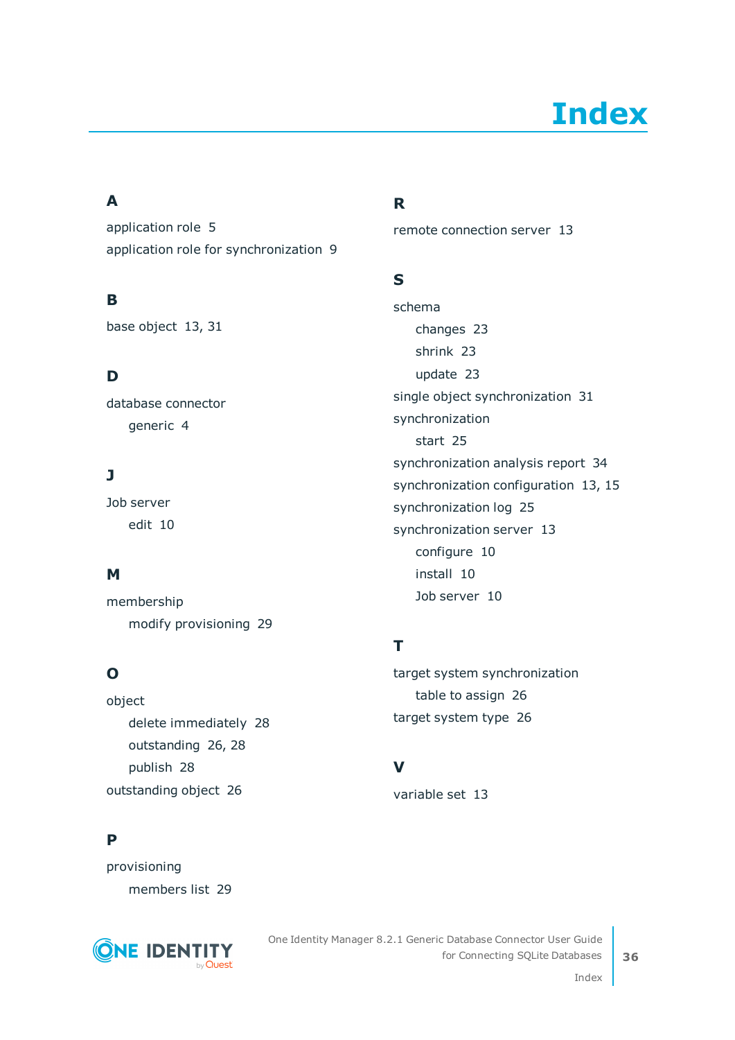# Index

## A

application role 5

application role for synchronization 9

## B

base object 13, 31

## D

database connector

- generic 4

## J

Job server

- edit 10

## M

membership

- modify provisioning 29

## O

object

- delete immediately 28
- outstanding 26, 28
- publish 28

outstanding object 26

## P

provisioning

- members list 29

## R

remote connection server 13

## S

schema

- changes 23
- shrink 23
- update 23

single object synchronization 31

synchronization

- start 25

synchronization analysis report 34

synchronization configuration 13, 15

synchronization log 25

synchronization server 13

- configure 10
- install 10
- Job server 10

## T

target system synchronization

- table to assign 26

target system type 26

## V

variable set 13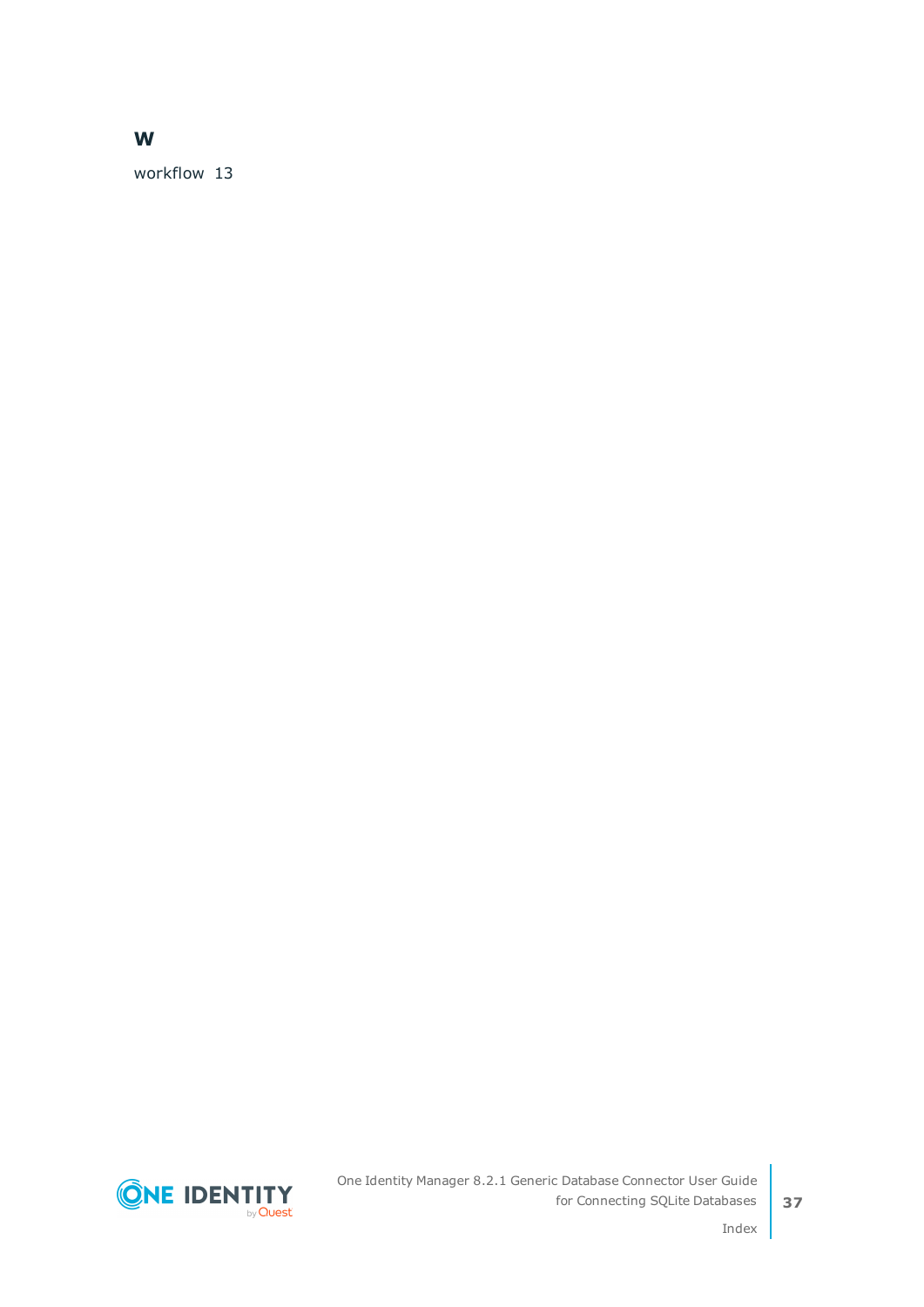**W**

workflow 13